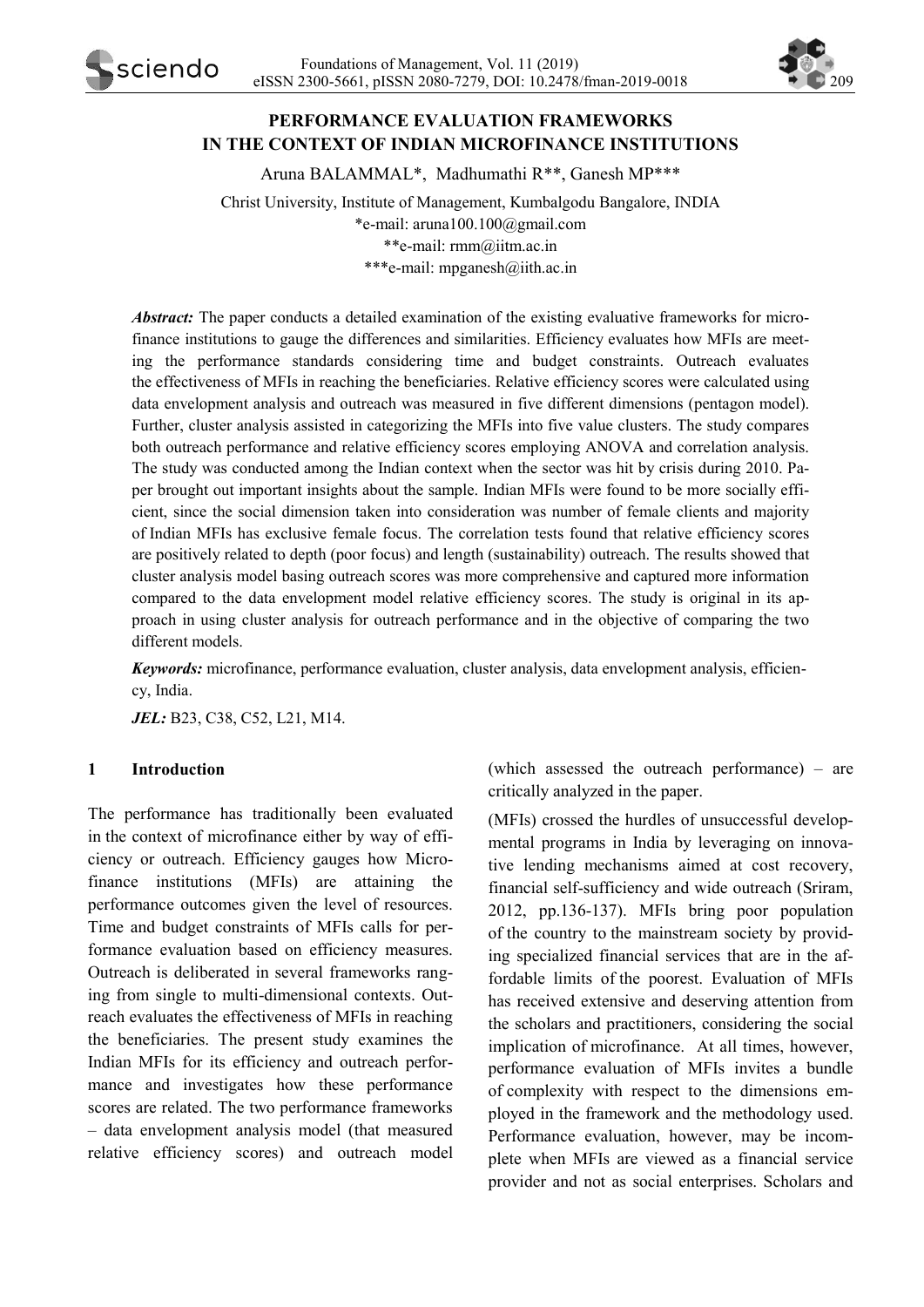# PERFORMANCE EVALUATION FRAMEWORKS IN THE CONTEXT OF INDIAN MICROFINANCE INSTITUTIONS

Aruna BALAMMAL*, Madhumathi R**, Ganesh MP***

Christ University, Institute of Management, Kumbalgodu Bangalore, INDIA
*e-mail: aruna100.100@gmail.com
**e-mail: rmm@iitm.ac.in
***e-mail: mpganesh@iith.ac.in

***Abstract:*** The paper conducts a detailed examination of the existing evaluative frameworks for microfinance institutions to gauge the differences and similarities. Efficiency evaluates how MFIs are meeting the performance standards considering time and budget constraints. Outreach evaluates the effectiveness of MFIs in reaching the beneficiaries. Relative efficiency scores were calculated using data envelopment analysis and outreach was measured in five different dimensions (pentagon model). Further, cluster analysis assisted in categorizing the MFIs into five value clusters. The study compares both outreach performance and relative efficiency scores employing ANOVA and correlation analysis. The study was conducted among the Indian context when the sector was hit by crisis during 2010. Paper brought out important insights about the sample. Indian MFIs were found to be more socially efficient, since the social dimension taken into consideration was number of female clients and majority of Indian MFIs has exclusive female focus. The correlation tests found that relative efficiency scores are positively related to depth (poor focus) and length (sustainability) outreach. The results showed that cluster analysis model basing outreach scores was more comprehensive and captured more information compared to the data envelopment model relative efficiency scores. The study is original in its approach in using cluster analysis for outreach performance and in the objective of comparing the two different models.

***Keywords:*** microfinance, performance evaluation, cluster analysis, data envelopment analysis, efficiency, India.

***JEL:*** B23, C38, C52, L21, M14.

## 1 Introduction

The performance has traditionally been evaluated in the context of microfinance either by way of efficiency or outreach. Efficiency gauges how Microfinance institutions (MFIs) are attaining the performance outcomes given the level of resources. Time and budget constraints of MFIs calls for performance evaluation based on efficiency measures. Outreach is deliberated in several frameworks ranging from single to multi-dimensional contexts. Outreach evaluates the effectiveness of MFIs in reaching the beneficiaries. The present study examines the Indian MFIs for its efficiency and outreach performance and investigates how these performance scores are related. The two performance frameworks – data envelopment analysis model (that measured relative efficiency scores) and outreach model (which assessed the outreach performance) – are critically analyzed in the paper.

(MFIs) crossed the hurdles of unsuccessful developmental programs in India by leveraging on innovative lending mechanisms aimed at cost recovery, financial self-sufficiency and wide outreach (Sriram, 2012, pp.136-137). MFIs bring poor population of the country to the mainstream society by providing specialized financial services that are in the affordable limits of the poorest. Evaluation of MFIs has received extensive and deserving attention from the scholars and practitioners, considering the social implication of microfinance. At all times, however, performance evaluation of MFIs invites a bundle of complexity with respect to the dimensions employed in the framework and the methodology used. Performance evaluation, however, may be incomplete when MFIs are viewed as a financial service provider and not as social enterprises. Scholars and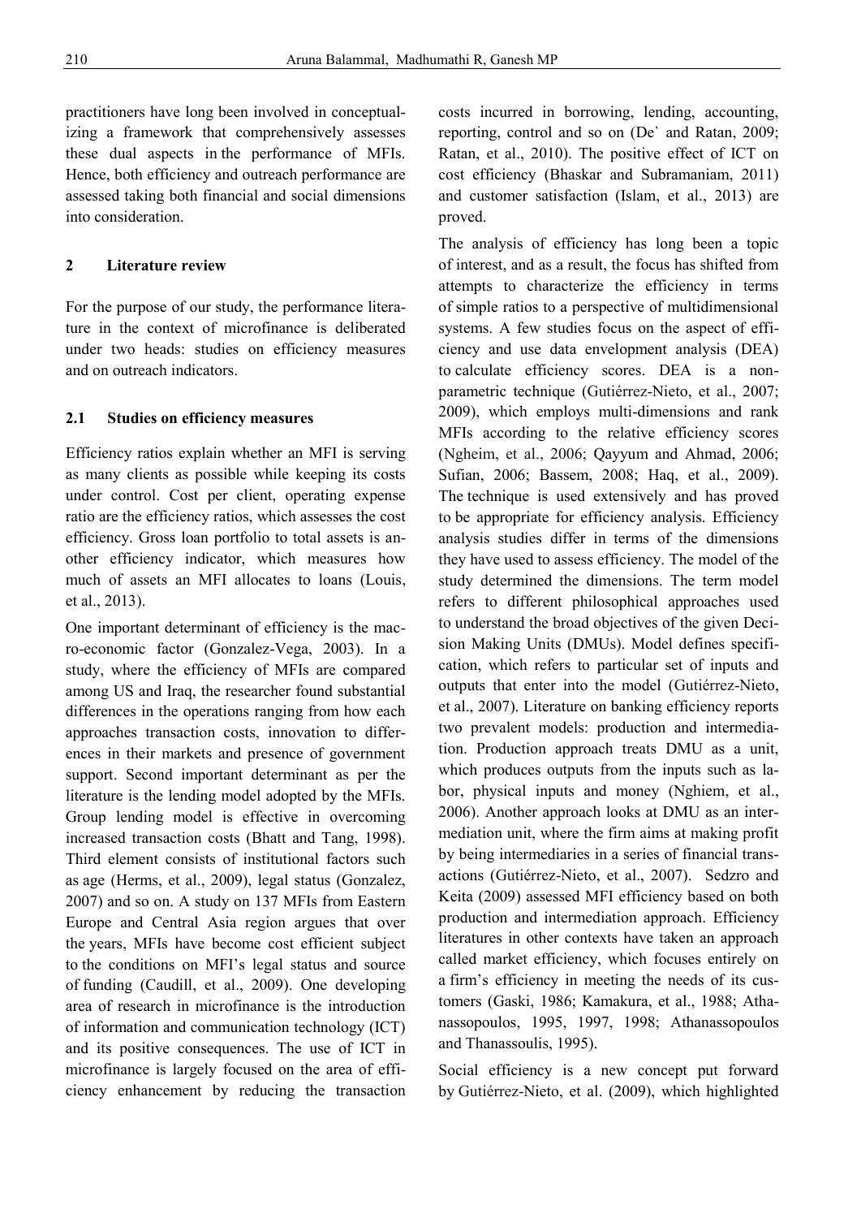practitioners have long been involved in conceptualizing a framework that comprehensively assesses these dual aspects in the performance of MFIs. Hence, both efficiency and outreach performance are assessed taking both financial and social dimensions into consideration.

## 2 Literature review

For the purpose of our study, the performance literature in the context of microfinance is deliberated under two heads: studies on efficiency measures and on outreach indicators.

### 2.1 Studies on efficiency measures

Efficiency ratios explain whether an MFI is serving as many clients as possible while keeping its costs under control. Cost per client, operating expense ratio are the efficiency ratios, which assesses the cost efficiency. Gross loan portfolio to total assets is another efficiency indicator, which measures how much of assets an MFI allocates to loans (Louis, et al., 2013).

One important determinant of efficiency is the macro-economic factor (Gonzalez-Vega, 2003). In a study, where the efficiency of MFIs are compared among US and Iraq, the researcher found substantial differences in the operations ranging from how each approaches transaction costs, innovation to differences in their markets and presence of government support. Second important determinant as per the literature is the lending model adopted by the MFIs. Group lending model is effective in overcoming increased transaction costs (Bhatt and Tang, 1998). Third element consists of institutional factors such as age (Herms, et al., 2009), legal status (Gonzalez, 2007) and so on. A study on 137 MFIs from Eastern Europe and Central Asia region argues that over the years, MFIs have become cost efficient subject to the conditions on MFI's legal status and source of funding (Caudill, et al., 2009). One developing area of research in microfinance is the introduction of information and communication technology (ICT) and its positive consequences. The use of ICT in microfinance is largely focused on the area of efficiency enhancement by reducing the transaction costs incurred in borrowing, lending, accounting, reporting, control and so on (De` and Ratan, 2009; Ratan, et al., 2010). The positive effect of ICT on cost efficiency (Bhaskar and Subramaniam, 2011) and customer satisfaction (Islam, et al., 2013) are proved.

The analysis of efficiency has long been a topic of interest, and as a result, the focus has shifted from attempts to characterize the efficiency in terms of simple ratios to a perspective of multidimensional systems. A few studies focus on the aspect of efficiency and use data envelopment analysis (DEA) to calculate efficiency scores. DEA is a non-parametric technique (Gutiérrez-Nieto, et al., 2007; 2009), which employs multi-dimensions and rank MFIs according to the relative efficiency scores (Ngheim, et al., 2006; Qayyum and Ahmad, 2006; Sufian, 2006; Bassem, 2008; Haq, et al., 2009). The technique is used extensively and has proved to be appropriate for efficiency analysis. Efficiency analysis studies differ in terms of the dimensions they have used to assess efficiency. The model of the study determined the dimensions. The term model refers to different philosophical approaches used to understand the broad objectives of the given Decision Making Units (DMUs). Model defines specification, which refers to particular set of inputs and outputs that enter into the model (Gutiérrez-Nieto, et al., 2007). Literature on banking efficiency reports two prevalent models: production and intermediation. Production approach treats DMU as a unit, which produces outputs from the inputs such as labor, physical inputs and money (Nghiem, et al., 2006). Another approach looks at DMU as an intermediation unit, where the firm aims at making profit by being intermediaries in a series of financial transactions (Gutiérrez-Nieto, et al., 2007). Sedzro and Keita (2009) assessed MFI efficiency based on both production and intermediation approach. Efficiency literatures in other contexts have taken an approach called market efficiency, which focuses entirely on a firm's efficiency in meeting the needs of its customers (Gaski, 1986; Kamakura, et al., 1988; Athanassopoulos, 1995, 1997, 1998; Athanassopoulos and Thanassoulis, 1995).

Social efficiency is a new concept put forward by Gutiérrez-Nieto, et al. (2009), which highlighted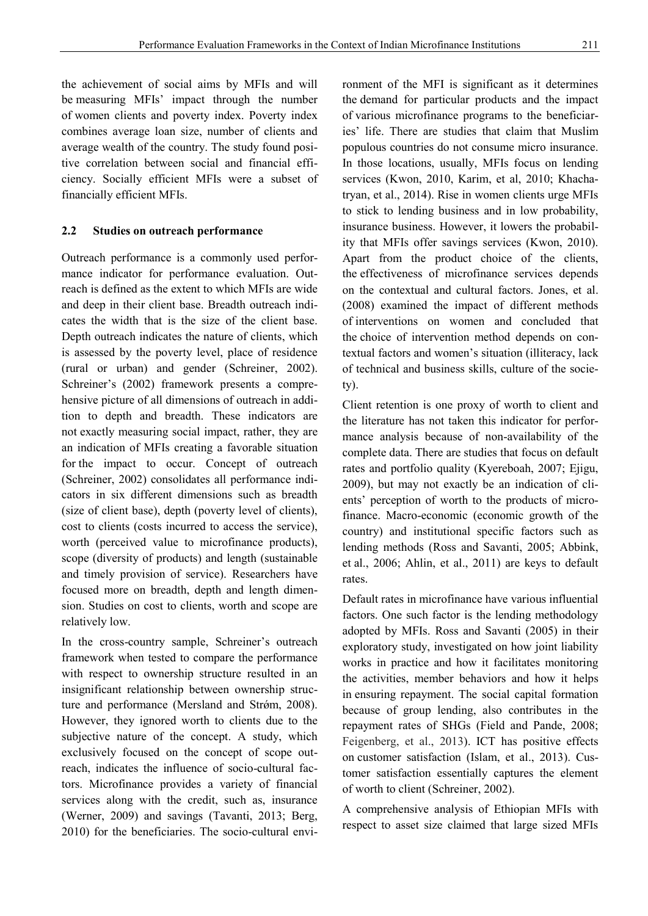the achievement of social aims by MFIs and will be measuring MFIs' impact through the number of women clients and poverty index. Poverty index combines average loan size, number of clients and average wealth of the country. The study found positive correlation between social and financial efficiency. Socially efficient MFIs were a subset of financially efficient MFIs.

## 2.2 Studies on outreach performance

Outreach performance is a commonly used performance indicator for performance evaluation. Outreach is defined as the extent to which MFIs are wide and deep in their client base. Breadth outreach indicates the width that is the size of the client base. Depth outreach indicates the nature of clients, which is assessed by the poverty level, place of residence (rural or urban) and gender (Schreiner, 2002). Schreiner's (2002) framework presents a comprehensive picture of all dimensions of outreach in addition to depth and breadth. These indicators are not exactly measuring social impact, rather, they are an indication of MFIs creating a favorable situation for the impact to occur. Concept of outreach (Schreiner, 2002) consolidates all performance indicators in six different dimensions such as breadth (size of client base), depth (poverty level of clients), cost to clients (costs incurred to access the service), worth (perceived value to microfinance products), scope (diversity of products) and length (sustainable and timely provision of service). Researchers have focused more on breadth, depth and length dimension. Studies on cost to clients, worth and scope are relatively low.

In the cross-country sample, Schreiner's outreach framework when tested to compare the performance with respect to ownership structure resulted in an insignificant relationship between ownership structure and performance (Mersland and Strøm, 2008). However, they ignored worth to clients due to the subjective nature of the concept. A study, which exclusively focused on the concept of scope outreach, indicates the influence of socio-cultural factors. Microfinance provides a variety of financial services along with the credit, such as, insurance (Werner, 2009) and savings (Tavanti, 2013; Berg, 2010) for the beneficiaries. The socio-cultural environment of the MFI is significant as it determines the demand for particular products and the impact of various microfinance programs to the beneficiaries' life. There are studies that claim that Muslim populous countries do not consume micro insurance. In those locations, usually, MFIs focus on lending services (Kwon, 2010, Karim, et al, 2010; Khachatryan, et al., 2014). Rise in women clients urge MFIs to stick to lending business and in low probability, insurance business. However, it lowers the probability that MFIs offer savings services (Kwon, 2010). Apart from the product choice of the clients, the effectiveness of microfinance services depends on the contextual and cultural factors. Jones, et al. (2008) examined the impact of different methods of interventions on women and concluded that the choice of intervention method depends on contextual factors and women's situation (illiteracy, lack of technical and business skills, culture of the society).

Client retention is one proxy of worth to client and the literature has not taken this indicator for performance analysis because of non-availability of the complete data. There are studies that focus on default rates and portfolio quality (Kyereboah, 2007; Ejigu, 2009), but may not exactly be an indication of clients' perception of worth to the products of microfinance. Macro-economic (economic growth of the country) and institutional specific factors such as lending methods (Ross and Savanti, 2005; Abbink, et al., 2006; Ahlin, et al., 2011) are keys to default rates.

Default rates in microfinance have various influential factors. One such factor is the lending methodology adopted by MFIs. Ross and Savanti (2005) in their exploratory study, investigated on how joint liability works in practice and how it facilitates monitoring the activities, member behaviors and how it helps in ensuring repayment. The social capital formation because of group lending, also contributes in the repayment rates of SHGs (Field and Pande, 2008; Feigenberg, et al., 2013). ICT has positive effects on customer satisfaction (Islam, et al., 2013). Customer satisfaction essentially captures the element of worth to client (Schreiner, 2002).

A comprehensive analysis of Ethiopian MFIs with respect to asset size claimed that large sized MFIs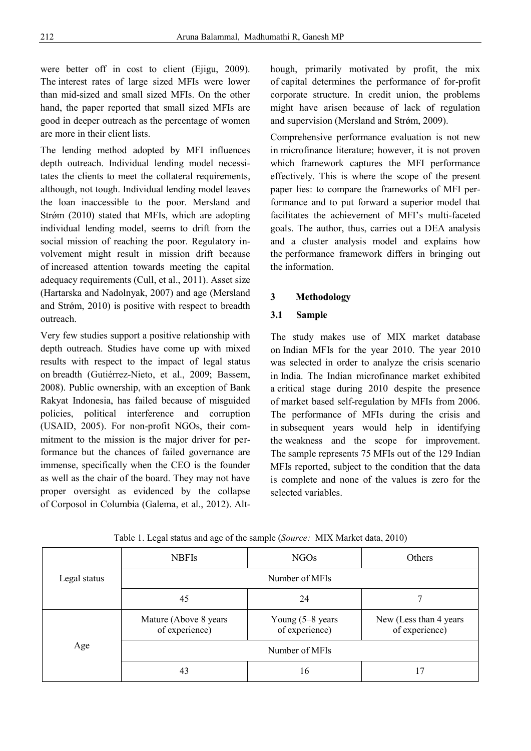were better off in cost to client (Ejigu, 2009). The interest rates of large sized MFIs were lower than mid-sized and small sized MFIs. On the other hand, the paper reported that small sized MFIs are good in deeper outreach as the percentage of women are more in their client lists.

The lending method adopted by MFI influences depth outreach. Individual lending model necessitates the clients to meet the collateral requirements, although, not tough. Individual lending model leaves the loan inaccessible to the poor. Mersland and Strǿm (2010) stated that MFIs, which are adopting individual lending model, seems to drift from the social mission of reaching the poor. Regulatory involvement might result in mission drift because of increased attention towards meeting the capital adequacy requirements (Cull, et al., 2011). Asset size (Hartarska and Nadolnyak, 2007) and age (Mersland and Strǿm, 2010) is positive with respect to breadth outreach.

Very few studies support a positive relationship with depth outreach. Studies have come up with mixed results with respect to the impact of legal status on breadth (Gutiérrez-Nieto, et al., 2009; Bassem, 2008). Public ownership, with an exception of Bank Rakyat Indonesia, has failed because of misguided policies, political interference and corruption (USAID, 2005). For non-profit NGOs, their commitment to the mission is the major driver for performance but the chances of failed governance are immense, specifically when the CEO is the founder as well as the chair of the board. They may not have proper oversight as evidenced by the collapse of Corposol in Columbia (Galema, et al., 2012). Although, primarily motivated by profit, the mix of capital determines the performance of for-profit corporate structure. In credit union, the problems might have arisen because of lack of regulation and supervision (Mersland and Strǿm, 2009).

Comprehensive performance evaluation is not new in microfinance literature; however, it is not proven which framework captures the MFI performance effectively. This is where the scope of the present paper lies: to compare the frameworks of MFI performance and to put forward a superior model that facilitates the achievement of MFI's multi-faceted goals. The author, thus, carries out a DEA analysis and a cluster analysis model and explains how the performance framework differs in bringing out the information.

## 3 Methodology

### 3.1 Sample

The study makes use of MIX market database on Indian MFIs for the year 2010. The year 2010 was selected in order to analyze the crisis scenario in India. The Indian microfinance market exhibited a critical stage during 2010 despite the presence of market based self-regulation by MFIs from 2006. The performance of MFIs during the crisis and in subsequent years would help in identifying the weakness and the scope for improvement. The sample represents 75 MFIs out of the 129 Indian MFIs reported, subject to the condition that the data is complete and none of the values is zero for the selected variables.

Table 1. Legal status and age of the sample (*Source:* MIX Market data, 2010)

| | | | |
|---|---|---|---|
| Legal status | NBFIs | NGOs | Others |
| | Number of MFIs | | |
| | 45 | 24 | 7 |
| Age | Mature (Above 8 years of experience) | Young (5–8 years of experience) | New (Less than 4 years of experience) |
| | Number of MFIs | | |
| | 43 | 16 | 17 |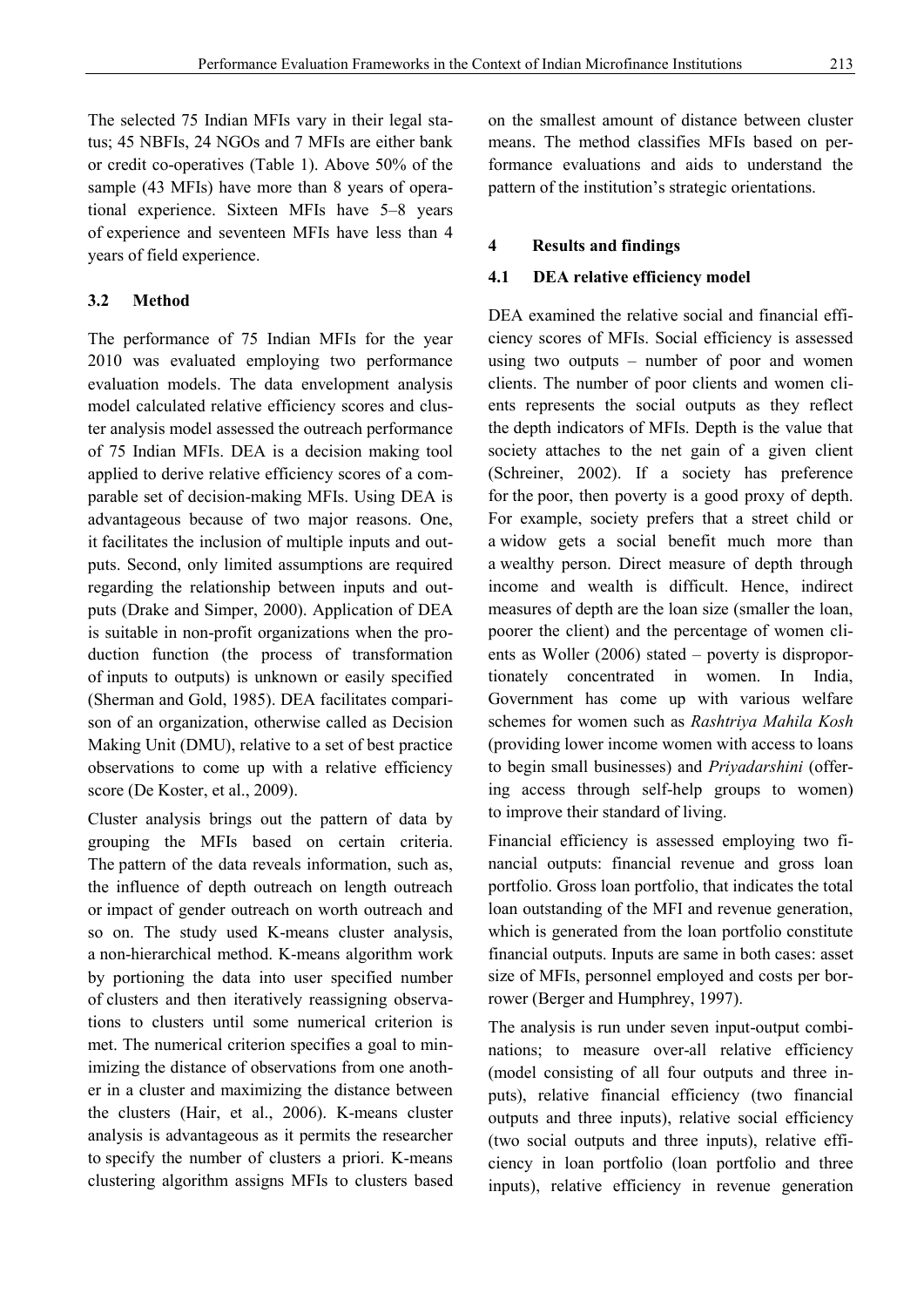The selected 75 Indian MFIs vary in their legal status; 45 NBFIs, 24 NGOs and 7 MFIs are either bank or credit co-operatives (Table 1). Above 50% of the sample (43 MFIs) have more than 8 years of operational experience. Sixteen MFIs have 5–8 years of experience and seventeen MFIs have less than 4 years of field experience.

### 3.2 Method

The performance of 75 Indian MFIs for the year 2010 was evaluated employing two performance evaluation models. The data envelopment analysis model calculated relative efficiency scores and cluster analysis model assessed the outreach performance of 75 Indian MFIs. DEA is a decision making tool applied to derive relative efficiency scores of a comparable set of decision-making MFIs. Using DEA is advantageous because of two major reasons. One, it facilitates the inclusion of multiple inputs and outputs. Second, only limited assumptions are required regarding the relationship between inputs and outputs (Drake and Simper, 2000). Application of DEA is suitable in non-profit organizations when the production function (the process of transformation of inputs to outputs) is unknown or easily specified (Sherman and Gold, 1985). DEA facilitates comparison of an organization, otherwise called as Decision Making Unit (DMU), relative to a set of best practice observations to come up with a relative efficiency score (De Koster, et al., 2009).

Cluster analysis brings out the pattern of data by grouping the MFIs based on certain criteria. The pattern of the data reveals information, such as, the influence of depth outreach on length outreach or impact of gender outreach on worth outreach and so on. The study used K-means cluster analysis, a non-hierarchical method. K-means algorithm work by portioning the data into user specified number of clusters and then iteratively reassigning observations to clusters until some numerical criterion is met. The numerical criterion specifies a goal to minimizing the distance of observations from one another in a cluster and maximizing the distance between the clusters (Hair, et al., 2006). K-means cluster analysis is advantageous as it permits the researcher to specify the number of clusters a priori. K-means clustering algorithm assigns MFIs to clusters based on the smallest amount of distance between cluster means. The method classifies MFIs based on performance evaluations and aids to understand the pattern of the institution's strategic orientations.

## 4 Results and findings

### 4.1 DEA relative efficiency model

DEA examined the relative social and financial efficiency scores of MFIs. Social efficiency is assessed using two outputs – number of poor and women clients. The number of poor clients and women clients represents the social outputs as they reflect the depth indicators of MFIs. Depth is the value that society attaches to the net gain of a given client (Schreiner, 2002). If a society has preference for the poor, then poverty is a good proxy of depth. For example, society prefers that a street child or a widow gets a social benefit much more than a wealthy person. Direct measure of depth through income and wealth is difficult. Hence, indirect measures of depth are the loan size (smaller the loan, poorer the client) and the percentage of women clients as Woller (2006) stated – poverty is disproportionately concentrated in women. In India, Government has come up with various welfare schemes for women such as *Rashtriya Mahila Kosh* (providing lower income women with access to loans to begin small businesses) and *Priyadarshini* (offering access through self-help groups to women) to improve their standard of living.

Financial efficiency is assessed employing two financial outputs: financial revenue and gross loan portfolio. Gross loan portfolio, that indicates the total loan outstanding of the MFI and revenue generation, which is generated from the loan portfolio constitute financial outputs. Inputs are same in both cases: asset size of MFIs, personnel employed and costs per borrower (Berger and Humphrey, 1997).

The analysis is run under seven input-output combinations; to measure over-all relative efficiency (model consisting of all four outputs and three inputs), relative financial efficiency (two financial outputs and three inputs), relative social efficiency (two social outputs and three inputs), relative efficiency in loan portfolio (loan portfolio and three inputs), relative efficiency in revenue generation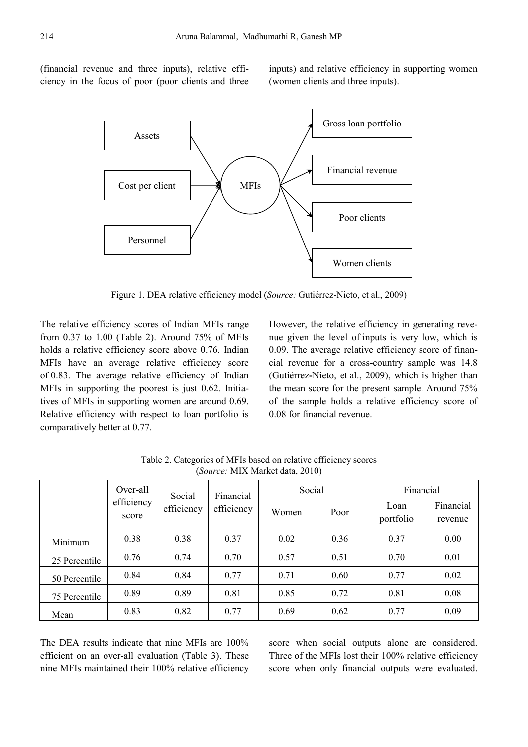(financial revenue and three inputs), relative efficiency in the focus of poor (poor clients and three inputs) and relative efficiency in supporting women (women clients and three inputs).

Figure 1. DEA relative efficiency model (*Source:* Gutiérrez-Nieto, et al., 2009)

The relative efficiency scores of Indian MFIs range from 0.37 to 1.00 (Table 2). Around 75% of MFIs holds a relative efficiency score above 0.76. Indian MFIs have an average relative efficiency score of 0.83. The average relative efficiency of Indian MFIs in supporting the poorest is just 0.62. Initiatives of MFIs in supporting women are around 0.69. Relative efficiency with respect to loan portfolio is comparatively better at 0.77.

However, the relative efficiency in generating revenue given the level of inputs is very low, which is 0.09. The average relative efficiency score of financial revenue for a cross-country sample was 14.8 (Gutiérrez-Nieto, et al., 2009), which is higher than the mean score for the present sample. Around 75% of the sample holds a relative efficiency score of 0.08 for financial revenue.

Table 2. Categories of MFIs based on relative efficiency scores
(*Source:* MIX Market data, 2010)

| | Over-all efficiency score | Social efficiency | Financial efficiency | Social | | Financial | |
|---|---|---|---|---|---|---|---|
| | | | | Women | Poor | Loan portfolio | Financial revenue |
| Minimum | 0.38 | 0.38 | 0.37 | 0.02 | 0.36 | 0.37 | 0.00 |
| 25 Percentile | 0.76 | 0.74 | 0.70 | 0.57 | 0.51 | 0.70 | 0.01 |
| 50 Percentile | 0.84 | 0.84 | 0.77 | 0.71 | 0.60 | 0.77 | 0.02 |
| 75 Percentile | 0.89 | 0.89 | 0.81 | 0.85 | 0.72 | 0.81 | 0.08 |
| Mean | 0.83 | 0.82 | 0.77 | 0.69 | 0.62 | 0.77 | 0.09 |

The DEA results indicate that nine MFIs are 100% efficient on an over-all evaluation (Table 3). These nine MFIs maintained their 100% relative efficiency score when social outputs alone are considered. Three of the MFIs lost their 100% relative efficiency score when only financial outputs were evaluated.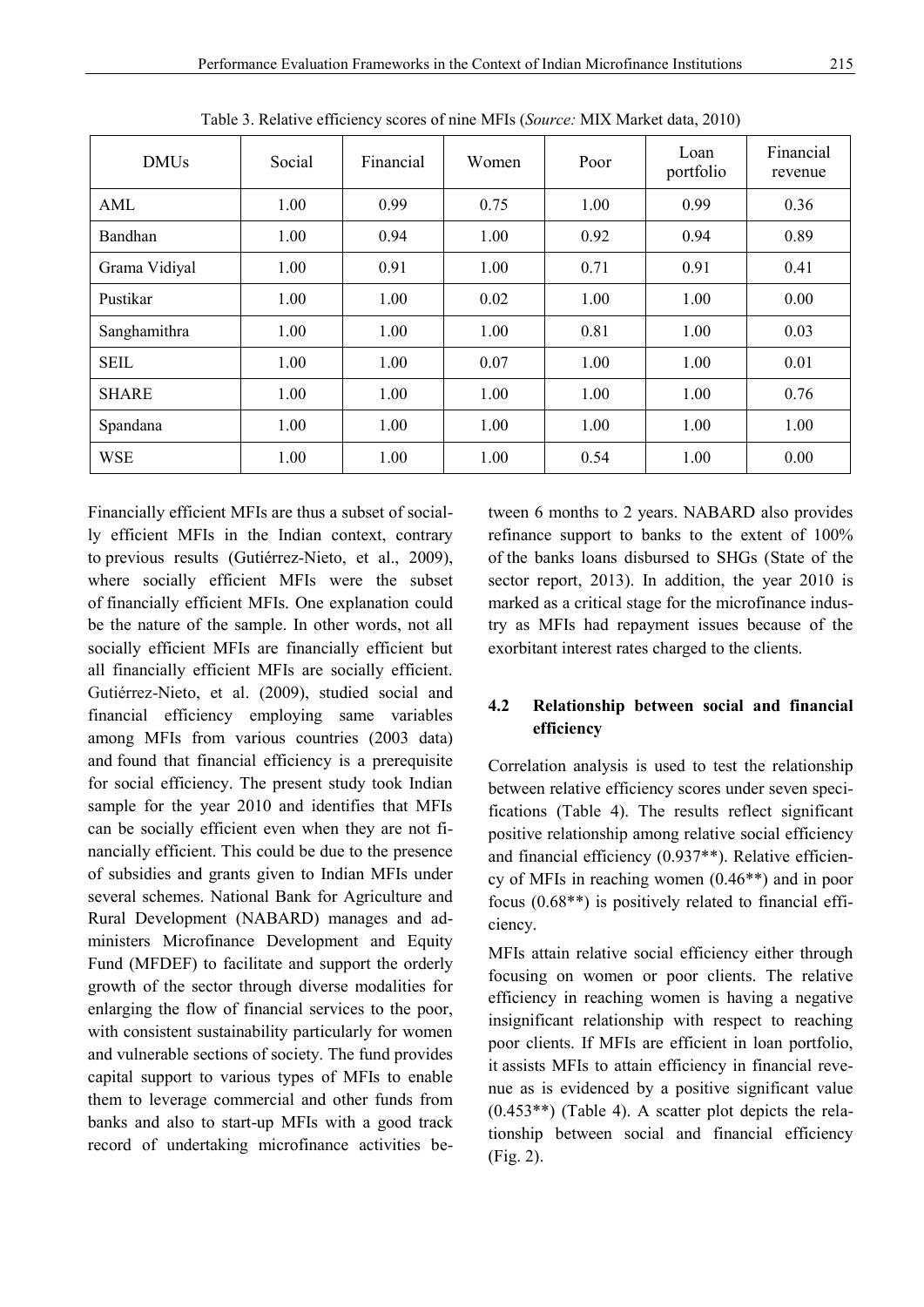Table 3. Relative efficiency scores of nine MFIs (*Source:* MIX Market data, 2010)

| DMUs | Social | Financial | Women | Poor | Loan portfolio | Financial revenue |
|---|---|---|---|---|---|---|
| AML | 1.00 | 0.99 | 0.75 | 1.00 | 0.99 | 0.36 |
| Bandhan | 1.00 | 0.94 | 1.00 | 0.92 | 0.94 | 0.89 |
| Grama Vidiyal | 1.00 | 0.91 | 1.00 | 0.71 | 0.91 | 0.41 |
| Pustikar | 1.00 | 1.00 | 0.02 | 1.00 | 1.00 | 0.00 |
| Sanghamithra | 1.00 | 1.00 | 1.00 | 0.81 | 1.00 | 0.03 |
| SEIL | 1.00 | 1.00 | 0.07 | 1.00 | 1.00 | 0.01 |
| SHARE | 1.00 | 1.00 | 1.00 | 1.00 | 1.00 | 0.76 |
| Spandana | 1.00 | 1.00 | 1.00 | 1.00 | 1.00 | 1.00 |
| WSE | 1.00 | 1.00 | 1.00 | 0.54 | 1.00 | 0.00 |

Financially efficient MFIs are thus a subset of socially efficient MFIs in the Indian context, contrary to previous results (Gutiérrez-Nieto, et al., 2009), where socially efficient MFIs were the subset of financially efficient MFIs. One explanation could be the nature of the sample. In other words, not all socially efficient MFIs are financially efficient but all financially efficient MFIs are socially efficient. Gutiérrez-Nieto, et al. (2009), studied social and financial efficiency employing same variables among MFIs from various countries (2003 data) and found that financial efficiency is a prerequisite for social efficiency. The present study took Indian sample for the year 2010 and identifies that MFIs can be socially efficient even when they are not financially efficient. This could be due to the presence of subsidies and grants given to Indian MFIs under several schemes. National Bank for Agriculture and Rural Development (NABARD) manages and administers Microfinance Development and Equity Fund (MFDEF) to facilitate and support the orderly growth of the sector through diverse modalities for enlarging the flow of financial services to the poor, with consistent sustainability particularly for women and vulnerable sections of society. The fund provides capital support to various types of MFIs to enable them to leverage commercial and other funds from banks and also to start-up MFIs with a good track record of undertaking microfinance activities between 6 months to 2 years. NABARD also provides refinance support to banks to the extent of 100% of the banks loans disbursed to SHGs (State of the sector report, 2013). In addition, the year 2010 is marked as a critical stage for the microfinance industry as MFIs had repayment issues because of the exorbitant interest rates charged to the clients.

### 4.2 Relationship between social and financial efficiency

Correlation analysis is used to test the relationship between relative efficiency scores under seven specifications (Table 4). The results reflect significant positive relationship among relative social efficiency and financial efficiency (0.937**). Relative efficiency of MFIs in reaching women (0.46**) and in poor focus (0.68**) is positively related to financial efficiency.

MFIs attain relative social efficiency either through focusing on women or poor clients. The relative efficiency in reaching women is having a negative insignificant relationship with respect to reaching poor clients. If MFIs are efficient in loan portfolio, it assists MFIs to attain efficiency in financial revenue as is evidenced by a positive significant value (0.453**) (Table 4). A scatter plot depicts the relationship between social and financial efficiency (Fig. 2).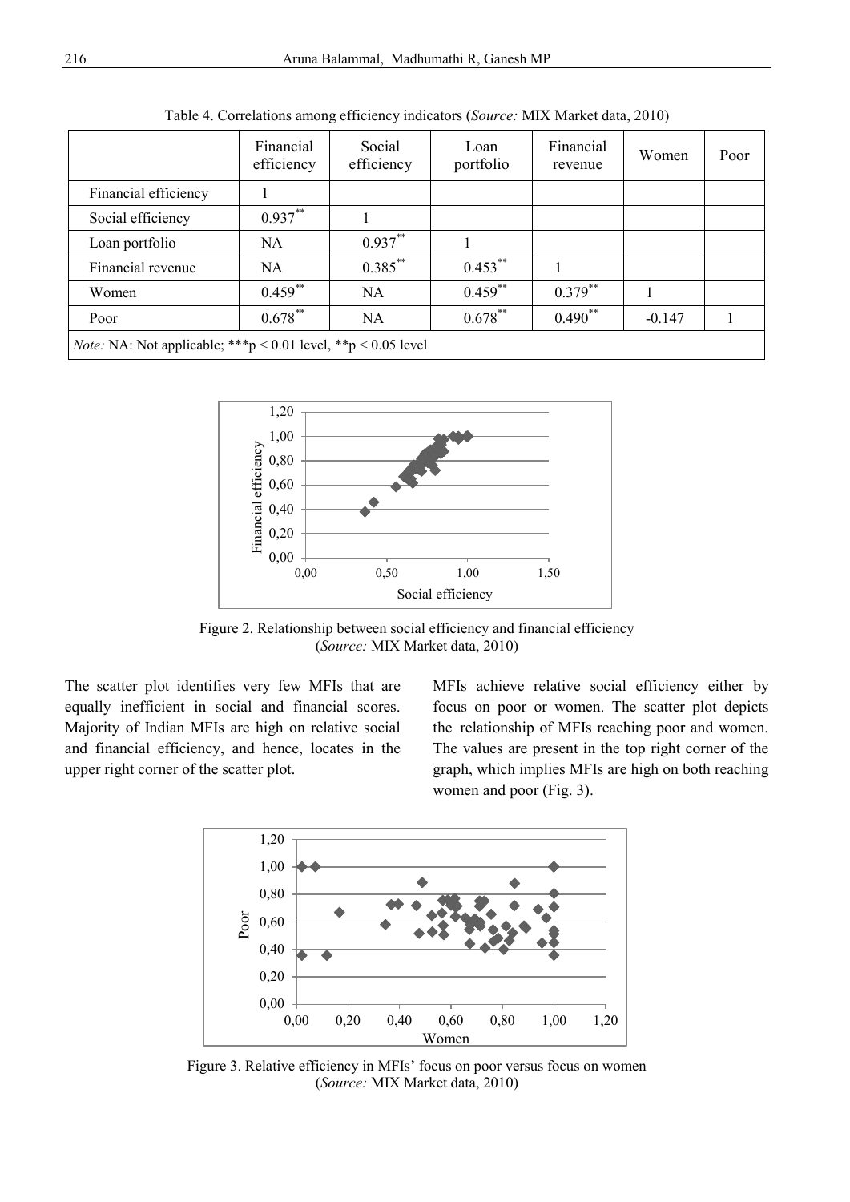Table 4. Correlations among efficiency indicators (*Source:* MIX Market data, 2010)

| | Financial efficiency | Social efficiency | Loan portfolio | Financial revenue | Women | Poor |
|---|---|---|---|---|---|---|
| Financial efficiency | 1 | | | | | |
| Social efficiency | 0.937** | 1 | | | | |
| Loan portfolio | NA | 0.937** | 1 | | | |
| Financial revenue | NA | 0.385** | 0.453** | 1 | | |
| Women | 0.459** | NA | 0.459** | 0.379** | 1 | |
| Poor | 0.678** | NA | 0.678** | 0.490** | -0.147 | 1 |
| *Note:* NA: Not applicable; ***p < 0.01 level, **p < 0.05 level | | | | | | |

Figure 2. Relationship between social efficiency and financial efficiency (*Source:* MIX Market data, 2010)

The scatter plot identifies very few MFIs that are equally inefficient in social and financial scores. Majority of Indian MFIs are high on relative social and financial efficiency, and hence, locates in the upper right corner of the scatter plot.

MFIs achieve relative social efficiency either by focus on poor or women. The scatter plot depicts the relationship of MFIs reaching poor and women. The values are present in the top right corner of the graph, which implies MFIs are high on both reaching women and poor (Fig. 3).

Figure 3. Relative efficiency in MFIs' focus on poor versus focus on women (*Source:* MIX Market data, 2010)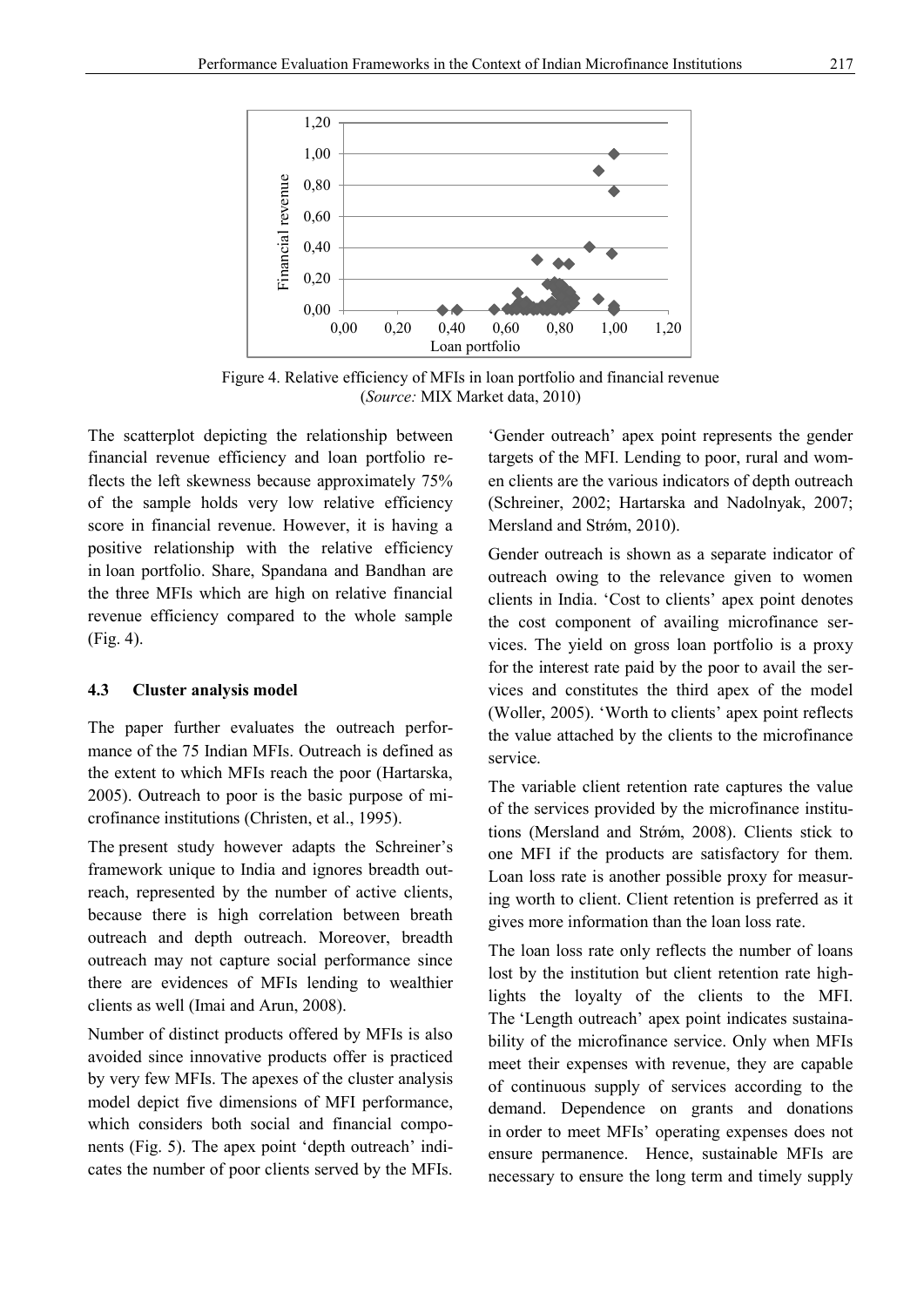Figure 4. Relative efficiency of MFIs in loan portfolio and financial revenue (*Source:* MIX Market data, 2010)

The scatterplot depicting the relationship between financial revenue efficiency and loan portfolio reflects the left skewness because approximately 75% of the sample holds very low relative efficiency score in financial revenue. However, it is having a positive relationship with the relative efficiency in loan portfolio. Share, Spandana and Bandhan are the three MFIs which are high on relative financial revenue efficiency compared to the whole sample (Fig. 4).

### 4.3 Cluster analysis model

The paper further evaluates the outreach performance of the 75 Indian MFIs. Outreach is defined as the extent to which MFIs reach the poor (Hartarska, 2005). Outreach to poor is the basic purpose of microfinance institutions (Christen, et al., 1995).

The present study however adapts the Schreiner's framework unique to India and ignores breadth outreach, represented by the number of active clients, because there is high correlation between breath outreach and depth outreach. Moreover, breadth outreach may not capture social performance since there are evidences of MFIs lending to wealthier clients as well (Imai and Arun, 2008).

Number of distinct products offered by MFIs is also avoided since innovative products offer is practiced by very few MFIs. The apexes of the cluster analysis model depict five dimensions of MFI performance, which considers both social and financial components (Fig. 5). The apex point 'depth outreach' indicates the number of poor clients served by the MFIs. 'Gender outreach' apex point represents the gender targets of the MFI. Lending to poor, rural and women clients are the various indicators of depth outreach (Schreiner, 2002; Hartarska and Nadolnyak, 2007; Mersland and Strǿm, 2010).

Gender outreach is shown as a separate indicator of outreach owing to the relevance given to women clients in India. 'Cost to clients' apex point denotes the cost component of availing microfinance services. The yield on gross loan portfolio is a proxy for the interest rate paid by the poor to avail the services and constitutes the third apex of the model (Woller, 2005). 'Worth to clients' apex point reflects the value attached by the clients to the microfinance service.

The variable client retention rate captures the value of the services provided by the microfinance institutions (Mersland and Strǿm, 2008). Clients stick to one MFI if the products are satisfactory for them. Loan loss rate is another possible proxy for measuring worth to client. Client retention is preferred as it gives more information than the loan loss rate.

The loan loss rate only reflects the number of loans lost by the institution but client retention rate highlights the loyalty of the clients to the MFI. The 'Length outreach' apex point indicates sustainability of the microfinance service. Only when MFIs meet their expenses with revenue, they are capable of continuous supply of services according to the demand. Dependence on grants and donations in order to meet MFIs' operating expenses does not ensure permanence. Hence, sustainable MFIs are necessary to ensure the long term and timely supply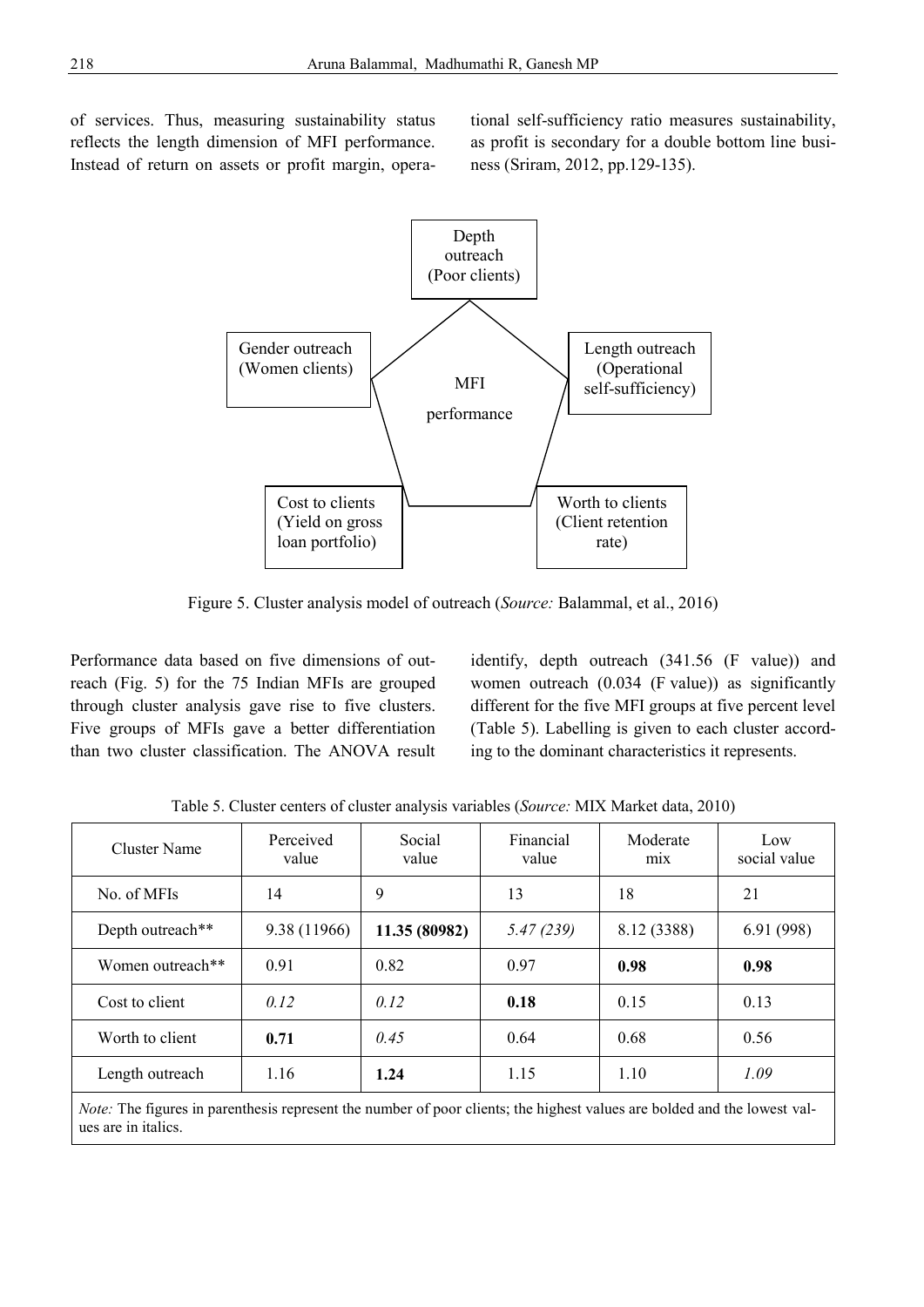of services. Thus, measuring sustainability status reflects the length dimension of MFI performance. Instead of return on assets or profit margin, operational self-sufficiency ratio measures sustainability, as profit is secondary for a double bottom line business (Sriram, 2012, pp.129-135).

Figure 5. Cluster analysis model of outreach (*Source:* Balammal, et al., 2016)

Performance data based on five dimensions of outreach (Fig. 5) for the 75 Indian MFIs are grouped through cluster analysis gave rise to five clusters. Five groups of MFIs gave a better differentiation than two cluster classification. The ANOVA result identify, depth outreach (341.56 (F value)) and women outreach (0.034 (F value)) as significantly different for the five MFI groups at five percent level (Table 5). Labelling is given to each cluster according to the dominant characteristics it represents.

Table 5. Cluster centers of cluster analysis variables (*Source:* MIX Market data, 2010)

| Cluster Name | Perceived value | Social value | Financial value | Moderate mix | Low social value |
|---|---|---|---|---|---|
| No. of MFIs | 14 | 9 | 13 | 18 | 21 |
| Depth outreach** | 9.38 (11966) | **11.35 (80982)** | *5.47 (239)* | 8.12 (3388) | 6.91 (998) |
| Women outreach** | 0.91 | 0.82 | 0.97 | **0.98** | **0.98** |
| Cost to client | *0.12* | *0.12* | **0.18** | 0.15 | 0.13 |
| Worth to client | **0.71** | *0.45* | 0.64 | 0.68 | 0.56 |
| Length outreach | 1.16 | **1.24** | 1.15 | 1.10 | *1.09* |

*Note:* The figures in parenthesis represent the number of poor clients; the highest values are bolded and the lowest values are in italics.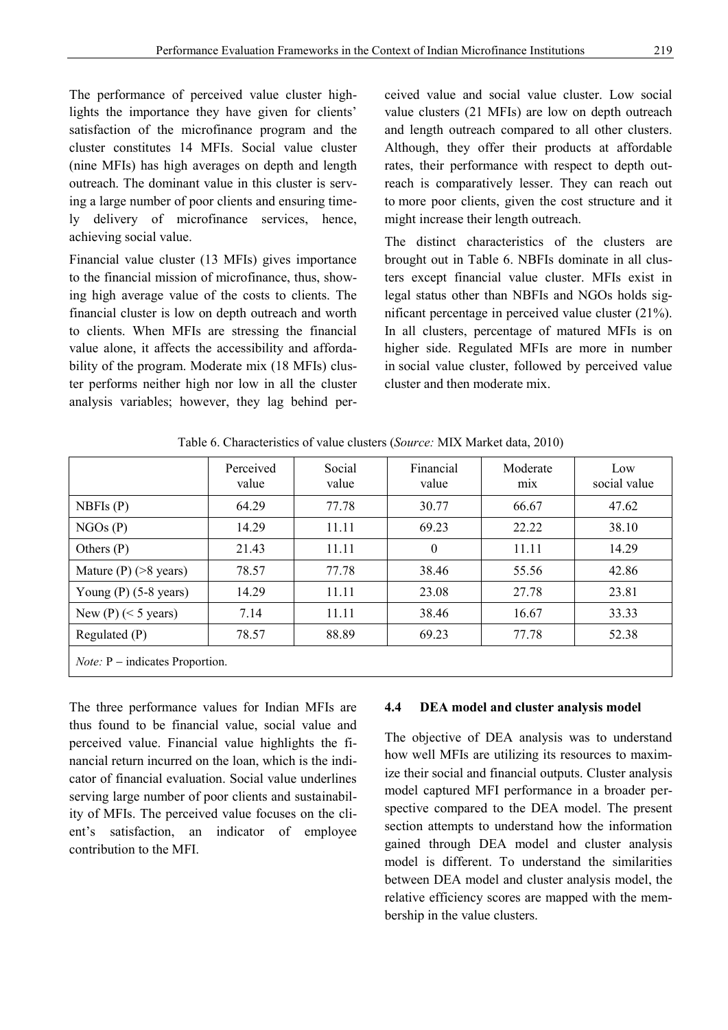The performance of perceived value cluster highlights the importance they have given for clients' satisfaction of the microfinance program and the cluster constitutes 14 MFIs. Social value cluster (nine MFIs) has high averages on depth and length outreach. The dominant value in this cluster is serving a large number of poor clients and ensuring timely delivery of microfinance services, hence, achieving social value.

Financial value cluster (13 MFIs) gives importance to the financial mission of microfinance, thus, showing high average value of the costs to clients. The financial cluster is low on depth outreach and worth to clients. When MFIs are stressing the financial value alone, it affects the accessibility and affordability of the program. Moderate mix (18 MFIs) cluster performs neither high nor low in all the cluster analysis variables; however, they lag behind perceived value and social value cluster. Low social value clusters (21 MFIs) are low on depth outreach and length outreach compared to all other clusters. Although, they offer their products at affordable rates, their performance with respect to depth outreach is comparatively lesser. They can reach out to more poor clients, given the cost structure and it might increase their length outreach.

The distinct characteristics of the clusters are brought out in Table 6. NBFIs dominate in all clusters except financial value cluster. MFIs exist in legal status other than NBFIs and NGOs holds significant percentage in perceived value cluster (21%). In all clusters, percentage of matured MFIs is on higher side. Regulated MFIs are more in number in social value cluster, followed by perceived value cluster and then moderate mix.

Table 6. Characteristics of value clusters (*Source:* MIX Market data, 2010)

| | Perceived value | Social value | Financial value | Moderate mix | Low social value |
|---|---|---|---|---|---|
| NBFIs (P) | 64.29 | 77.78 | 30.77 | 66.67 | 47.62 |
| NGOs (P) | 14.29 | 11.11 | 69.23 | 22.22 | 38.10 |
| Others (P) | 21.43 | 11.11 | 0 | 11.11 | 14.29 |
| Mature (P) (>8 years) | 78.57 | 77.78 | 38.46 | 55.56 | 42.86 |
| Young (P) (5-8 years) | 14.29 | 11.11 | 23.08 | 27.78 | 23.81 |
| New (P) (< 5 years) | 7.14 | 11.11 | 38.46 | 16.67 | 33.33 |
| Regulated (P) | 78.57 | 88.89 | 69.23 | 77.78 | 52.38 |

*Note:* P – indicates Proportion.

The three performance values for Indian MFIs are thus found to be financial value, social value and perceived value. Financial value highlights the financial return incurred on the loan, which is the indicator of financial evaluation. Social value underlines serving large number of poor clients and sustainability of MFIs. The perceived value focuses on the client's satisfaction, an indicator of employee contribution to the MFI.

### 4.4 DEA model and cluster analysis model

The objective of DEA analysis was to understand how well MFIs are utilizing its resources to maximize their social and financial outputs. Cluster analysis model captured MFI performance in a broader perspective compared to the DEA model. The present section attempts to understand how the information gained through DEA model and cluster analysis model is different. To understand the similarities between DEA model and cluster analysis model, the relative efficiency scores are mapped with the membership in the value clusters.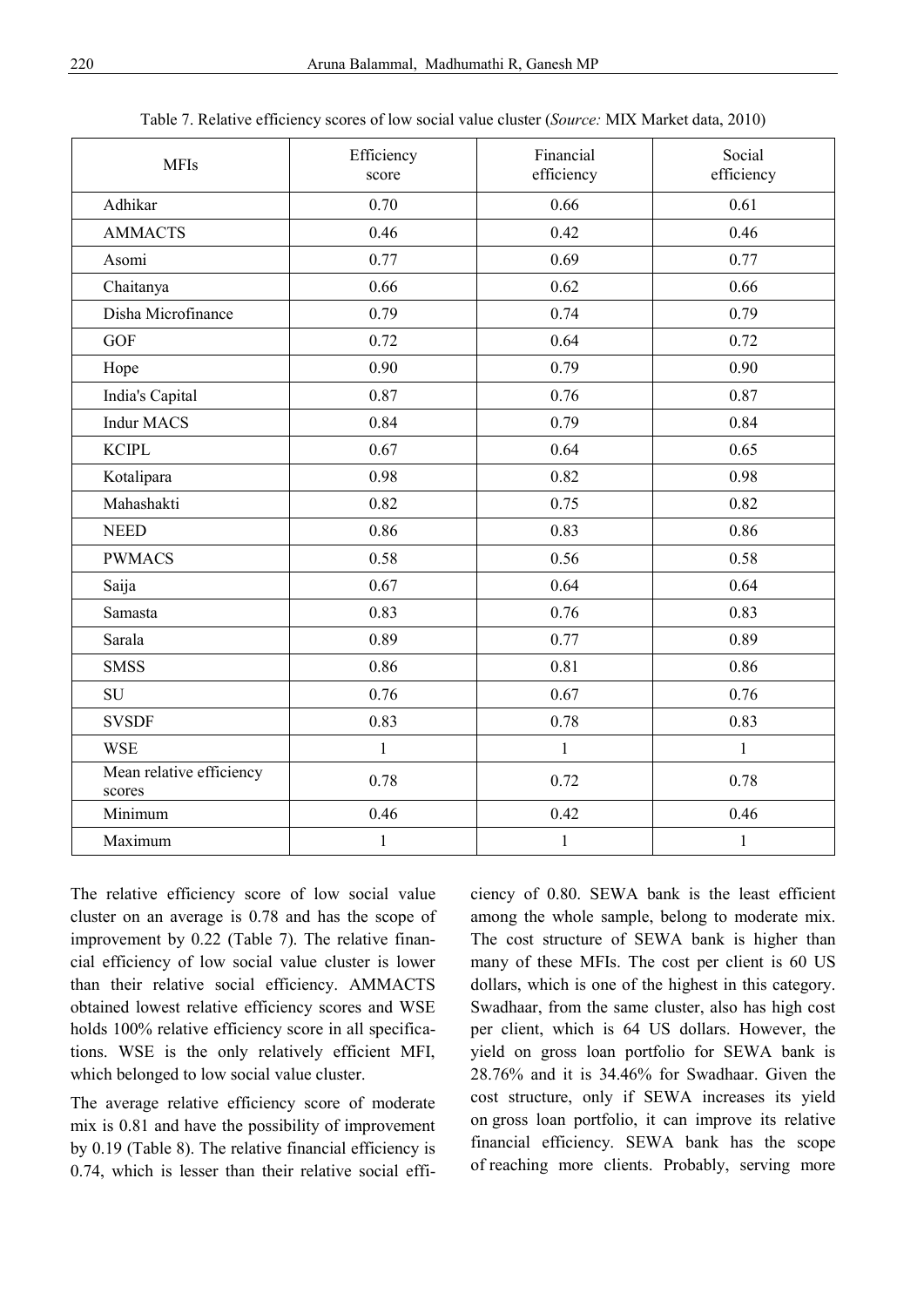Table 7. Relative efficiency scores of low social value cluster (*Source:* MIX Market data, 2010)

| MFIs | Efficiency score | Financial efficiency | Social efficiency |
|---|---|---|---|
| Adhikar | 0.70 | 0.66 | 0.61 |
| AMMACTS | 0.46 | 0.42 | 0.46 |
| Asomi | 0.77 | 0.69 | 0.77 |
| Chaitanya | 0.66 | 0.62 | 0.66 |
| Disha Microfinance | 0.79 | 0.74 | 0.79 |
| GOF | 0.72 | 0.64 | 0.72 |
| Hope | 0.90 | 0.79 | 0.90 |
| India's Capital | 0.87 | 0.76 | 0.87 |
| Indur MACS | 0.84 | 0.79 | 0.84 |
| KCIPL | 0.67 | 0.64 | 0.65 |
| Kotalipara | 0.98 | 0.82 | 0.98 |
| Mahashakti | 0.82 | 0.75 | 0.82 |
| NEED | 0.86 | 0.83 | 0.86 |
| PWMACS | 0.58 | 0.56 | 0.58 |
| Saija | 0.67 | 0.64 | 0.64 |
| Samasta | 0.83 | 0.76 | 0.83 |
| Sarala | 0.89 | 0.77 | 0.89 |
| SMSS | 0.86 | 0.81 | 0.86 |
| SU | 0.76 | 0.67 | 0.76 |
| SVSDF | 0.83 | 0.78 | 0.83 |
| WSE | 1 | 1 | 1 |
| Mean relative efficiency scores | 0.78 | 0.72 | 0.78 |
| Minimum | 0.46 | 0.42 | 0.46 |
| Maximum | 1 | 1 | 1 |

The relative efficiency score of low social value cluster on an average is 0.78 and has the scope of improvement by 0.22 (Table 7). The relative financial efficiency of low social value cluster is lower than their relative social efficiency. AMMACTS obtained lowest relative efficiency scores and WSE holds 100% relative efficiency score in all specifications. WSE is the only relatively efficient MFI, which belonged to low social value cluster.

The average relative efficiency score of moderate mix is 0.81 and have the possibility of improvement by 0.19 (Table 8). The relative financial efficiency is 0.74, which is lesser than their relative social efficiency of 0.80. SEWA bank is the least efficient among the whole sample, belong to moderate mix. The cost structure of SEWA bank is higher than many of these MFIs. The cost per client is 60 US dollars, which is one of the highest in this category. Swadhaar, from the same cluster, also has high cost per client, which is 64 US dollars. However, the yield on gross loan portfolio for SEWA bank is 28.76% and it is 34.46% for Swadhaar. Given the cost structure, only if SEWA increases its yield on gross loan portfolio, it can improve its relative financial efficiency. SEWA bank has the scope of reaching more clients. Probably, serving more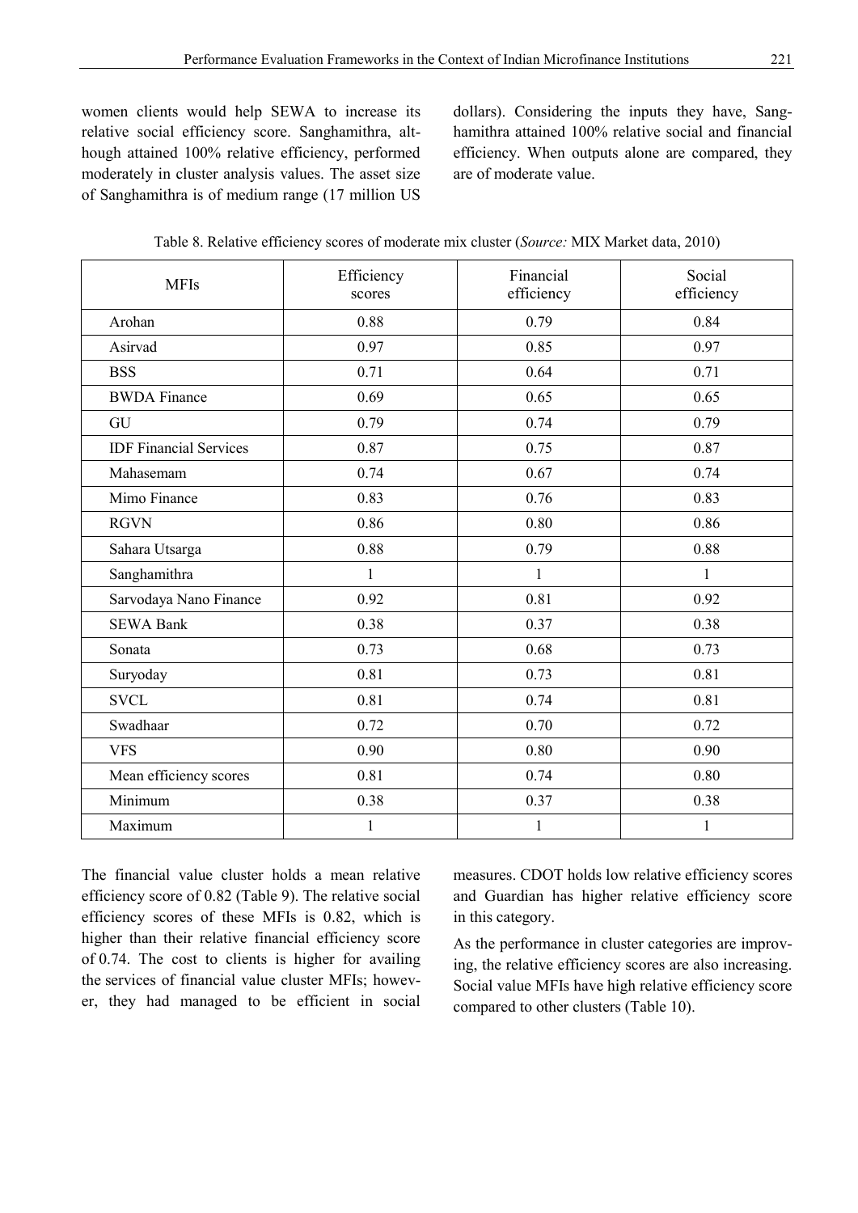women clients would help SEWA to increase its relative social efficiency score. Sanghamithra, although attained 100% relative efficiency, performed moderately in cluster analysis values. The asset size of Sanghamithra is of medium range (17 million US dollars). Considering the inputs they have, Sanghamithra attained 100% relative social and financial efficiency. When outputs alone are compared, they are of moderate value.

Table 8. Relative efficiency scores of moderate mix cluster (*Source:* MIX Market data, 2010)

| MFIs | Efficiency scores | Financial efficiency | Social efficiency |
|---|---|---|---|
| Arohan | 0.88 | 0.79 | 0.84 |
| Asirvad | 0.97 | 0.85 | 0.97 |
| BSS | 0.71 | 0.64 | 0.71 |
| BWDA Finance | 0.69 | 0.65 | 0.65 |
| GU | 0.79 | 0.74 | 0.79 |
| IDF Financial Services | 0.87 | 0.75 | 0.87 |
| Mahasemam | 0.74 | 0.67 | 0.74 |
| Mimo Finance | 0.83 | 0.76 | 0.83 |
| RGVN | 0.86 | 0.80 | 0.86 |
| Sahara Utsarga | 0.88 | 0.79 | 0.88 |
| Sanghamithra | 1 | 1 | 1 |
| Sarvodaya Nano Finance | 0.92 | 0.81 | 0.92 |
| SEWA Bank | 0.38 | 0.37 | 0.38 |
| Sonata | 0.73 | 0.68 | 0.73 |
| Suryoday | 0.81 | 0.73 | 0.81 |
| SVCL | 0.81 | 0.74 | 0.81 |
| Swadhaar | 0.72 | 0.70 | 0.72 |
| VFS | 0.90 | 0.80 | 0.90 |
| Mean efficiency scores | 0.81 | 0.74 | 0.80 |
| Minimum | 0.38 | 0.37 | 0.38 |
| Maximum | 1 | 1 | 1 |

The financial value cluster holds a mean relative efficiency score of 0.82 (Table 9). The relative social efficiency scores of these MFIs is 0.82, which is higher than their relative financial efficiency score of 0.74. The cost to clients is higher for availing the services of financial value cluster MFIs; however, they had managed to be efficient in social measures. CDOT holds low relative efficiency scores and Guardian has higher relative efficiency score in this category.

As the performance in cluster categories are improving, the relative efficiency scores are also increasing. Social value MFIs have high relative efficiency score compared to other clusters (Table 10).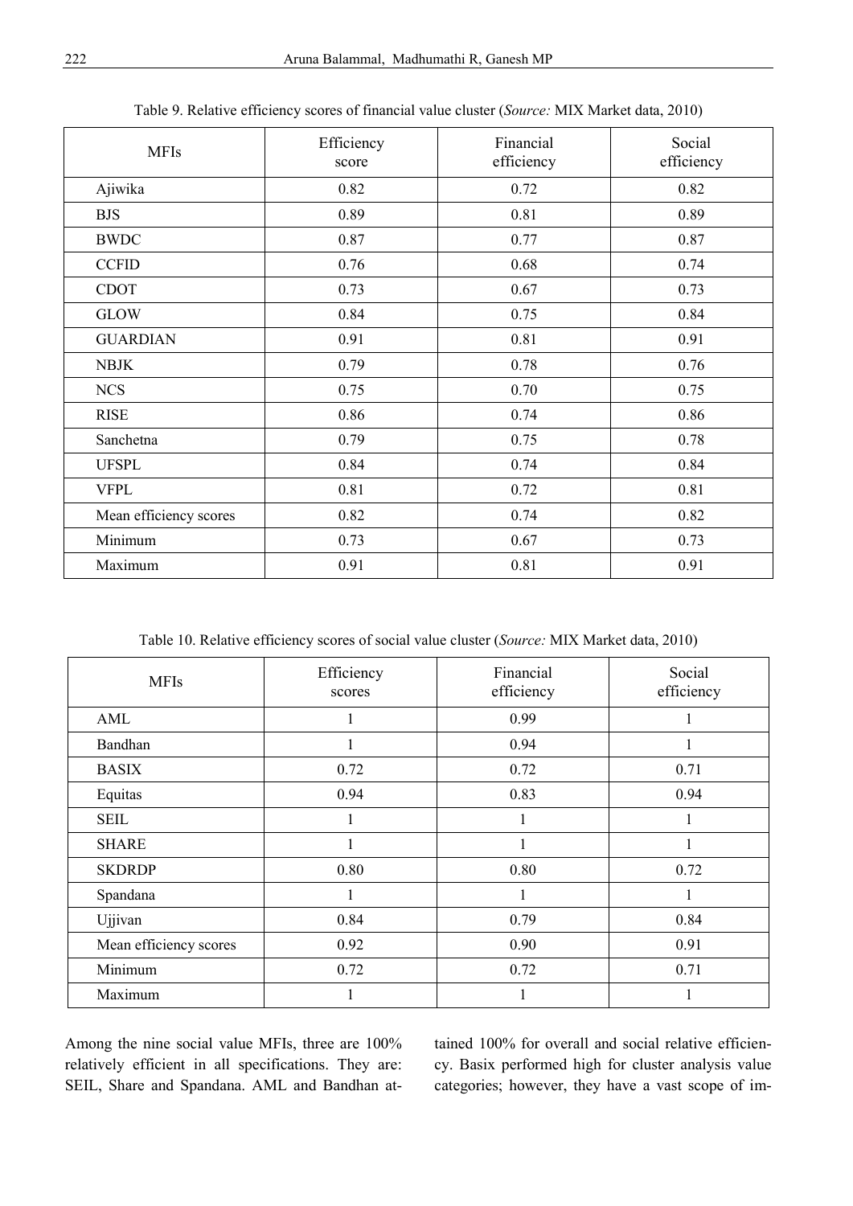Table 9. Relative efficiency scores of financial value cluster (*Source:* MIX Market data, 2010)

| MFIs | Efficiency score | Financial efficiency | Social efficiency |
|---|---|---|---|
| Ajiwika | 0.82 | 0.72 | 0.82 |
| BJS | 0.89 | 0.81 | 0.89 |
| BWDC | 0.87 | 0.77 | 0.87 |
| CCFID | 0.76 | 0.68 | 0.74 |
| CDOT | 0.73 | 0.67 | 0.73 |
| GLOW | 0.84 | 0.75 | 0.84 |
| GUARDIAN | 0.91 | 0.81 | 0.91 |
| NBJK | 0.79 | 0.78 | 0.76 |
| NCS | 0.75 | 0.70 | 0.75 |
| RISE | 0.86 | 0.74 | 0.86 |
| Sanchetna | 0.79 | 0.75 | 0.78 |
| UFSPL | 0.84 | 0.74 | 0.84 |
| VFPL | 0.81 | 0.72 | 0.81 |
| Mean efficiency scores | 0.82 | 0.74 | 0.82 |
| Minimum | 0.73 | 0.67 | 0.73 |
| Maximum | 0.91 | 0.81 | 0.91 |

Table 10. Relative efficiency scores of social value cluster (*Source:* MIX Market data, 2010)

| MFIs | Efficiency scores | Financial efficiency | Social efficiency |
|---|---|---|---|
| AML | 1 | 0.99 | 1 |
| Bandhan | 1 | 0.94 | 1 |
| BASIX | 0.72 | 0.72 | 0.71 |
| Equitas | 0.94 | 0.83 | 0.94 |
| SEIL | 1 | 1 | 1 |
| SHARE | 1 | 1 | 1 |
| SKDRDP | 0.80 | 0.80 | 0.72 |
| Spandana | 1 | 1 | 1 |
| Ujjivan | 0.84 | 0.79 | 0.84 |
| Mean efficiency scores | 0.92 | 0.90 | 0.91 |
| Minimum | 0.72 | 0.72 | 0.71 |
| Maximum | 1 | 1 | 1 |

Among the nine social value MFIs, three are 100% relatively efficient in all specifications. They are: SEIL, Share and Spandana. AML and Bandhan attained 100% for overall and social relative efficiency. Basix performed high for cluster analysis value categories; however, they have a vast scope of im-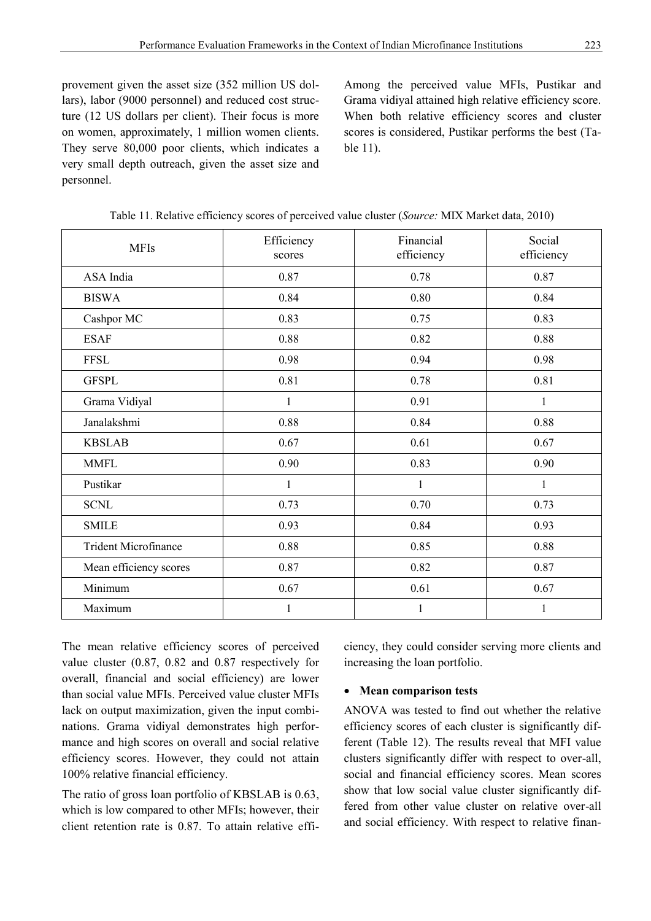provement given the asset size (352 million US dollars), labor (9000 personnel) and reduced cost structure (12 US dollars per client). Their focus is more on women, approximately, 1 million women clients. They serve 80,000 poor clients, which indicates a very small depth outreach, given the asset size and personnel.

Among the perceived value MFIs, Pustikar and Grama vidiyal attained high relative efficiency score. When both relative efficiency scores and cluster scores is considered, Pustikar performs the best (Table 11).

Table 11. Relative efficiency scores of perceived value cluster (*Source:* MIX Market data, 2010)

| MFIs | Efficiency scores | Financial efficiency | Social efficiency |
|---|---|---|---|
| ASA India | 0.87 | 0.78 | 0.87 |
| BISWA | 0.84 | 0.80 | 0.84 |
| Cashpor MC | 0.83 | 0.75 | 0.83 |
| ESAF | 0.88 | 0.82 | 0.88 |
| FFSL | 0.98 | 0.94 | 0.98 |
| GFSPL | 0.81 | 0.78 | 0.81 |
| Grama Vidiyal | 1 | 0.91 | 1 |
| Janalakshmi | 0.88 | 0.84 | 0.88 |
| KBSLAB | 0.67 | 0.61 | 0.67 |
| MMFL | 0.90 | 0.83 | 0.90 |
| Pustikar | 1 | 1 | 1 |
| SCNL | 0.73 | 0.70 | 0.73 |
| SMILE | 0.93 | 0.84 | 0.93 |
| Trident Microfinance | 0.88 | 0.85 | 0.88 |
| Mean efficiency scores | 0.87 | 0.82 | 0.87 |
| Minimum | 0.67 | 0.61 | 0.67 |
| Maximum | 1 | 1 | 1 |

The mean relative efficiency scores of perceived value cluster (0.87, 0.82 and 0.87 respectively for overall, financial and social efficiency) are lower than social value MFIs. Perceived value cluster MFIs lack on output maximization, given the input combinations. Grama vidiyal demonstrates high performance and high scores on overall and social relative efficiency scores. However, they could not attain 100% relative financial efficiency.

The ratio of gross loan portfolio of KBSLAB is 0.63, which is low compared to other MFIs; however, their client retention rate is 0.87. To attain relative efficiency, they could consider serving more clients and increasing the loan portfolio.

- **Mean comparison tests**

ANOVA was tested to find out whether the relative efficiency scores of each cluster is significantly different (Table 12). The results reveal that MFI value clusters significantly differ with respect to over-all, social and financial efficiency scores. Mean scores show that low social value cluster significantly differed from other value cluster on relative over-all and social efficiency. With respect to relative finan-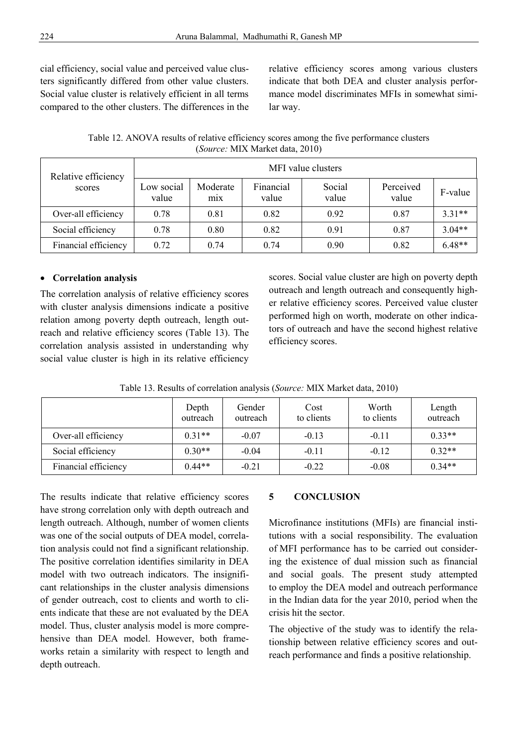cial efficiency, social value and perceived value clusters significantly differed from other value clusters. Social value cluster is relatively efficient in all terms compared to the other clusters. The differences in the relative efficiency scores among various clusters indicate that both DEA and cluster analysis performance model discriminates MFIs in somewhat similar way.

Table 12. ANOVA results of relative efficiency scores among the five performance clusters (*Source:* MIX Market data, 2010)

| Relative efficiency scores | MFI value clusters | | | | | |
|---|---|---|---|---|---|---|
| | Low social value | Moderate mix | Financial value | Social value | Perceived value | F-value |
| Over-all efficiency | 0.78 | 0.81 | 0.82 | 0.92 | 0.87 | 3.31** |
| Social efficiency | 0.78 | 0.80 | 0.82 | 0.91 | 0.87 | 3.04** |
| Financial efficiency | 0.72 | 0.74 | 0.74 | 0.90 | 0.82 | 6.48** |

- **Correlation analysis**

The correlation analysis of relative efficiency scores with cluster analysis dimensions indicate a positive relation among poverty depth outreach, length outreach and relative efficiency scores (Table 13). The correlation analysis assisted in understanding why social value cluster is high in its relative efficiency scores. Social value cluster are high on poverty depth outreach and length outreach and consequently higher relative efficiency scores. Perceived value cluster performed high on worth, moderate on other indicators of outreach and have the second highest relative efficiency scores.

Table 13. Results of correlation analysis (*Source:* MIX Market data, 2010)

| | Depth outreach | Gender outreach | Cost to clients | Worth to clients | Length outreach |
|---|---|---|---|---|---|
| Over-all efficiency | 0.31** | -0.07 | -0.13 | -0.11 | 0.33** |
| Social efficiency | 0.30** | -0.04 | -0.11 | -0.12 | 0.32** |
| Financial efficiency | 0.44** | -0.21 | -0.22 | -0.08 | 0.34** |

The results indicate that relative efficiency scores have strong correlation only with depth outreach and length outreach. Although, number of women clients was one of the social outputs of DEA model, correlation analysis could not find a significant relationship. The positive correlation identifies similarity in DEA model with two outreach indicators. The insignificant relationships in the cluster analysis dimensions of gender outreach, cost to clients and worth to clients indicate that these are not evaluated by the DEA model. Thus, cluster analysis model is more comprehensive than DEA model. However, both frameworks retain a similarity with respect to length and depth outreach.

## 5 CONCLUSION

Microfinance institutions (MFIs) are financial institutions with a social responsibility. The evaluation of MFI performance has to be carried out considering the existence of dual mission such as financial and social goals. The present study attempted to employ the DEA model and outreach performance in the Indian data for the year 2010, period when the crisis hit the sector.

The objective of the study was to identify the relationship between relative efficiency scores and outreach performance and finds a positive relationship.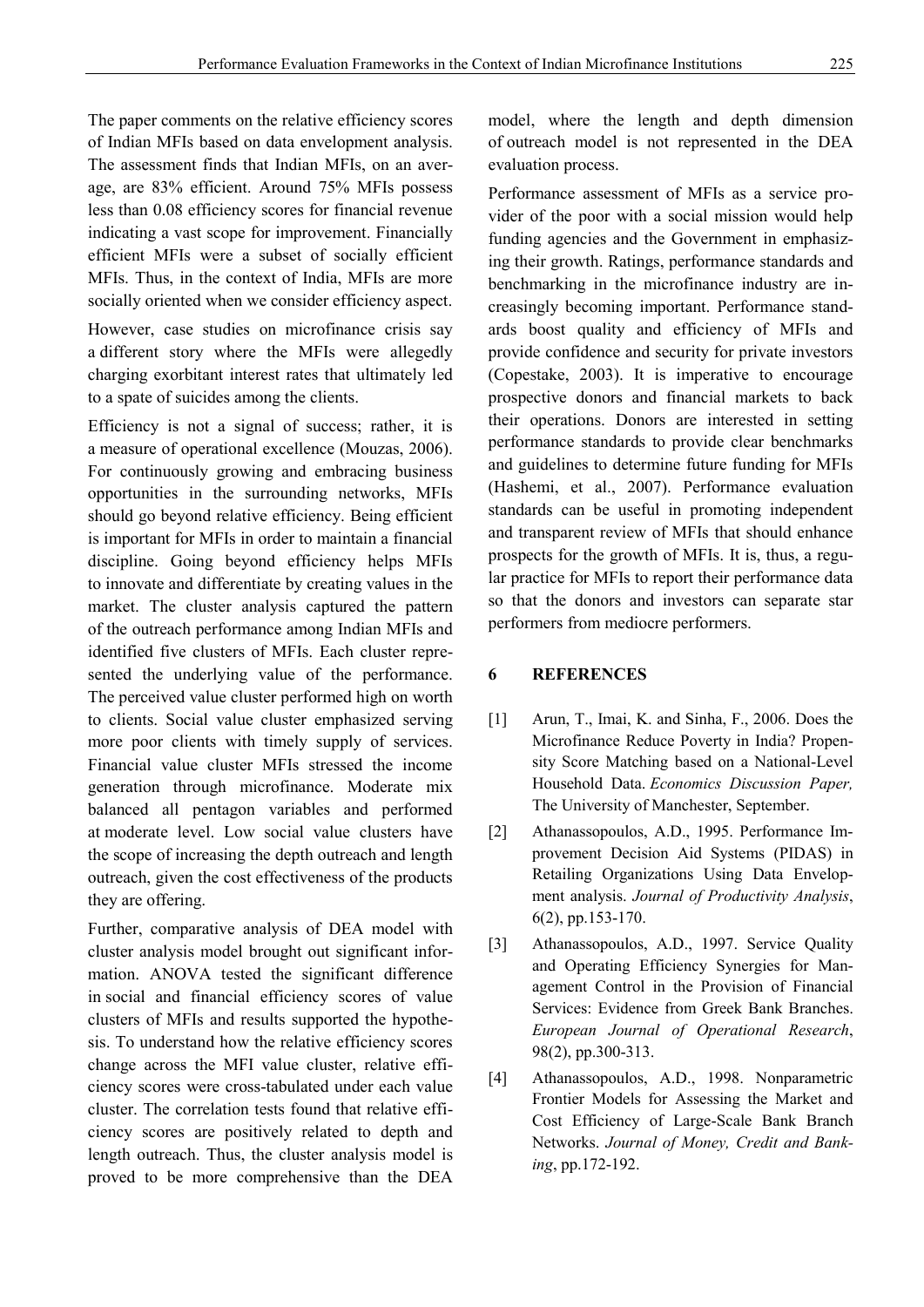The paper comments on the relative efficiency scores of Indian MFIs based on data envelopment analysis. The assessment finds that Indian MFIs, on an average, are 83% efficient. Around 75% MFIs possess less than 0.08 efficiency scores for financial revenue indicating a vast scope for improvement. Financially efficient MFIs were a subset of socially efficient MFIs. Thus, in the context of India, MFIs are more socially oriented when we consider efficiency aspect.

However, case studies on microfinance crisis say a different story where the MFIs were allegedly charging exorbitant interest rates that ultimately led to a spate of suicides among the clients.

Efficiency is not a signal of success; rather, it is a measure of operational excellence (Mouzas, 2006). For continuously growing and embracing business opportunities in the surrounding networks, MFIs should go beyond relative efficiency. Being efficient is important for MFIs in order to maintain a financial discipline. Going beyond efficiency helps MFIs to innovate and differentiate by creating values in the market. The cluster analysis captured the pattern of the outreach performance among Indian MFIs and identified five clusters of MFIs. Each cluster represented the underlying value of the performance. The perceived value cluster performed high on worth to clients. Social value cluster emphasized serving more poor clients with timely supply of services. Financial value cluster MFIs stressed the income generation through microfinance. Moderate mix balanced all pentagon variables and performed at moderate level. Low social value clusters have the scope of increasing the depth outreach and length outreach, given the cost effectiveness of the products they are offering.

Further, comparative analysis of DEA model with cluster analysis model brought out significant information. ANOVA tested the significant difference in social and financial efficiency scores of value clusters of MFIs and results supported the hypothesis. To understand how the relative efficiency scores change across the MFI value cluster, relative efficiency scores were cross-tabulated under each value cluster. The correlation tests found that relative efficiency scores are positively related to depth and length outreach. Thus, the cluster analysis model is proved to be more comprehensive than the DEA model, where the length and depth dimension of outreach model is not represented in the DEA evaluation process.

Performance assessment of MFIs as a service provider of the poor with a social mission would help funding agencies and the Government in emphasizing their growth. Ratings, performance standards and benchmarking in the microfinance industry are increasingly becoming important. Performance standards boost quality and efficiency of MFIs and provide confidence and security for private investors (Copestake, 2003). It is imperative to encourage prospective donors and financial markets to back their operations. Donors are interested in setting performance standards to provide clear benchmarks and guidelines to determine future funding for MFIs (Hashemi, et al., 2007). Performance evaluation standards can be useful in promoting independent and transparent review of MFIs that should enhance prospects for the growth of MFIs. It is, thus, a regular practice for MFIs to report their performance data so that the donors and investors can separate star performers from mediocre performers.

## 6 REFERENCES

[1] Arun, T., Imai, K. and Sinha, F., 2006. Does the Microfinance Reduce Poverty in India? Propensity Score Matching based on a National-Level Household Data. *Economics Discussion Paper,* The University of Manchester, September.

[2] Athanassopoulos, A.D., 1995. Performance Improvement Decision Aid Systems (PIDAS) in Retailing Organizations Using Data Envelopment analysis. *Journal of Productivity Analysis*, 6(2), pp.153-170.

[3] Athanassopoulos, A.D., 1997. Service Quality and Operating Efficiency Synergies for Management Control in the Provision of Financial Services: Evidence from Greek Bank Branches. *European Journal of Operational Research*, 98(2), pp.300-313.

[4] Athanassopoulos, A.D., 1998. Nonparametric Frontier Models for Assessing the Market and Cost Efficiency of Large-Scale Bank Branch Networks. *Journal of Money, Credit and Banking*, pp.172-192.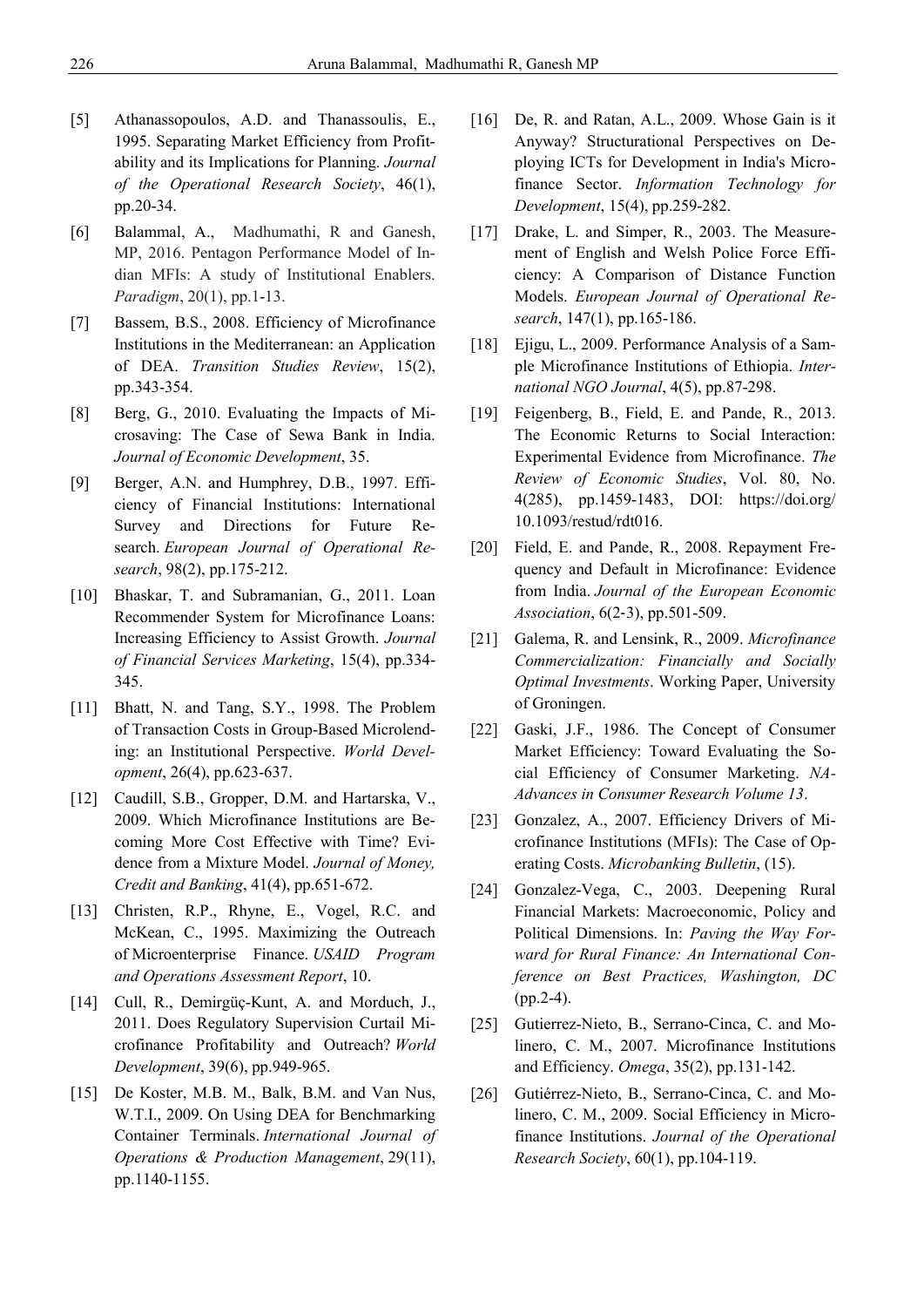[5] Athanassopoulos, A.D. and Thanassoulis, E., 1995. Separating Market Efficiency from Profitability and its Implications for Planning. *Journal of the Operational Research Society*, 46(1), pp.20-34.

[6] Balammal, A., Madhumathi, R and Ganesh, MP, 2016. Pentagon Performance Model of Indian MFIs: A study of Institutional Enablers. *Paradigm*, 20(1), pp.1-13.

[7] Bassem, B.S., 2008. Efficiency of Microfinance Institutions in the Mediterranean: an Application of DEA. *Transition Studies Review*, 15(2), pp.343-354.

[8] Berg, G., 2010. Evaluating the Impacts of Microsaving: The Case of Sewa Bank in India. *Journal of Economic Development*, 35.

[9] Berger, A.N. and Humphrey, D.B., 1997. Efficiency of Financial Institutions: International Survey and Directions for Future Research. *European Journal of Operational Research*, 98(2), pp.175-212.

[10] Bhaskar, T. and Subramanian, G., 2011. Loan Recommender System for Microfinance Loans: Increasing Efficiency to Assist Growth. *Journal of Financial Services Marketing*, 15(4), pp.334-345.

[11] Bhatt, N. and Tang, S.Y., 1998. The Problem of Transaction Costs in Group-Based Microlending: an Institutional Perspective. *World Development*, 26(4), pp.623-637.

[12] Caudill, S.B., Gropper, D.M. and Hartarska, V., 2009. Which Microfinance Institutions are Becoming More Cost Effective with Time? Evidence from a Mixture Model. *Journal of Money, Credit and Banking*, 41(4), pp.651-672.

[13] Christen, R.P., Rhyne, E., Vogel, R.C. and McKean, C., 1995. Maximizing the Outreach of Microenterprise Finance. *USAID Program and Operations Assessment Report*, 10.

[14] Cull, R., Demirgüç-Kunt, A. and Morduch, J., 2011. Does Regulatory Supervision Curtail Microfinance Profitability and Outreach? *World Development*, 39(6), pp.949-965.

[15] De Koster, M.B. M., Balk, B.M. and Van Nus, W.T.I., 2009. On Using DEA for Benchmarking Container Terminals. *International Journal of Operations & Production Management*, 29(11), pp.1140-1155.

[16] De, R. and Ratan, A.L., 2009. Whose Gain is it Anyway? Structurational Perspectives on Deploying ICTs for Development in India's Microfinance Sector. *Information Technology for Development*, 15(4), pp.259-282.

[17] Drake, L. and Simper, R., 2003. The Measurement of English and Welsh Police Force Efficiency: A Comparison of Distance Function Models. *European Journal of Operational Research*, 147(1), pp.165-186.

[18] Ejigu, L., 2009. Performance Analysis of a Sample Microfinance Institutions of Ethiopia. *International NGO Journal*, 4(5), pp.87-298.

[19] Feigenberg, B., Field, E. and Pande, R., 2013. The Economic Returns to Social Interaction: Experimental Evidence from Microfinance. *The Review of Economic Studies*, Vol. 80, No. 4(285), pp.1459-1483, DOI: https://doi.org/10.1093/restud/rdt016.

[20] Field, E. and Pande, R., 2008. Repayment Frequency and Default in Microfinance: Evidence from India. *Journal of the European Economic Association*, 6(2-3), pp.501-509.

[21] Galema, R. and Lensink, R., 2009. *Microfinance Commercialization: Financially and Socially Optimal Investments*. Working Paper, University of Groningen.

[22] Gaski, J.F., 1986. The Concept of Consumer Market Efficiency: Toward Evaluating the Social Efficiency of Consumer Marketing. *NA-Advances in Consumer Research Volume 13*.

[23] Gonzalez, A., 2007. Efficiency Drivers of Microfinance Institutions (MFIs): The Case of Operating Costs. *Microbanking Bulletin*, (15).

[24] Gonzalez-Vega, C., 2003. Deepening Rural Financial Markets: Macroeconomic, Policy and Political Dimensions. In: *Paving the Way Forward for Rural Finance: An International Conference on Best Practices, Washington, DC* (pp.2-4).

[25] Gutierrez-Nieto, B., Serrano-Cinca, C. and Molinero, C. M., 2007. Microfinance Institutions and Efficiency. *Omega*, 35(2), pp.131-142.

[26] Gutiérrez-Nieto, B., Serrano-Cinca, C. and Molinero, C. M., 2009. Social Efficiency in Microfinance Institutions. *Journal of the Operational Research Society*, 60(1), pp.104-119.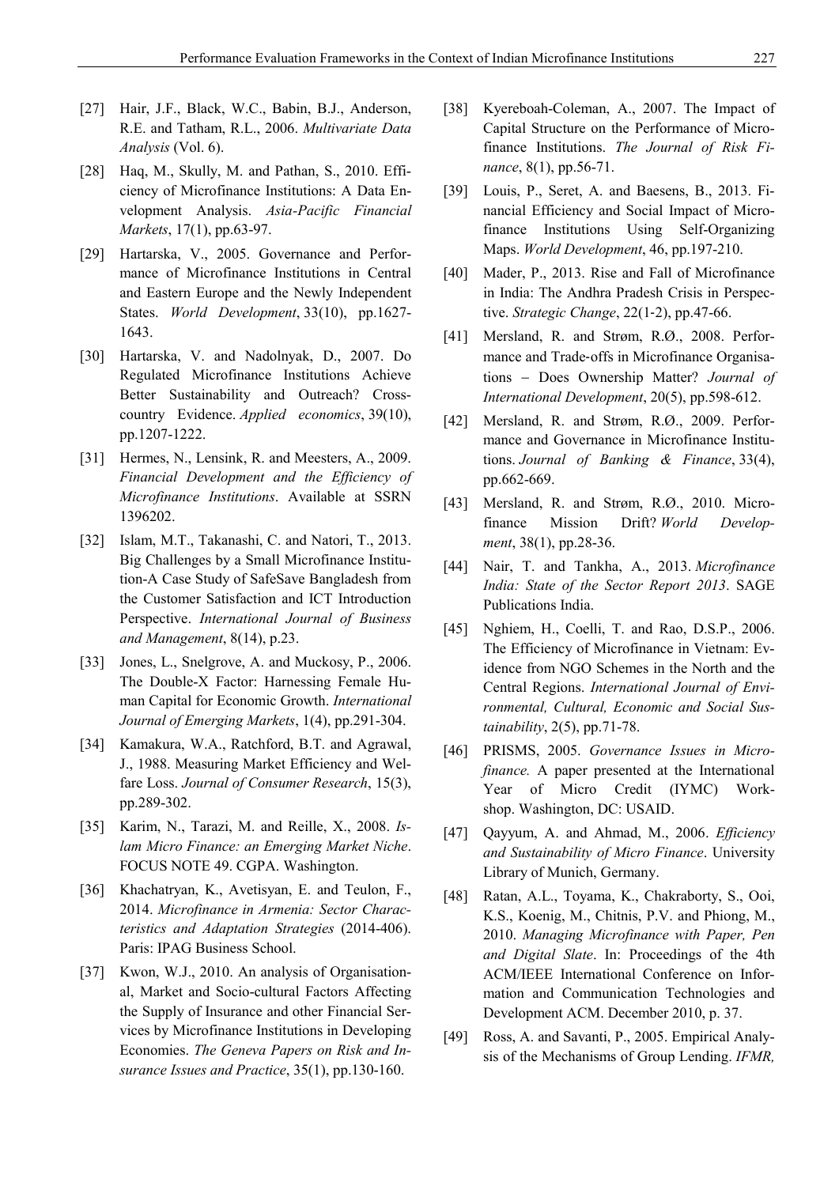[27] Hair, J.F., Black, W.C., Babin, B.J., Anderson, R.E. and Tatham, R.L., 2006. *Multivariate Data Analysis* (Vol. 6).

[28] Haq, M., Skully, M. and Pathan, S., 2010. Efficiency of Microfinance Institutions: A Data Envelopment Analysis. *Asia-Pacific Financial Markets*, 17(1), pp.63-97.

[29] Hartarska, V., 2005. Governance and Performance of Microfinance Institutions in Central and Eastern Europe and the Newly Independent States. *World Development*, 33(10), pp.1627-1643.

[30] Hartarska, V. and Nadolnyak, D., 2007. Do Regulated Microfinance Institutions Achieve Better Sustainability and Outreach? Cross-country Evidence. *Applied economics*, 39(10), pp.1207-1222.

[31] Hermes, N., Lensink, R. and Meesters, A., 2009. *Financial Development and the Efficiency of Microfinance Institutions*. Available at SSRN 1396202.

[32] Islam, M.T., Takanashi, C. and Natori, T., 2013. Big Challenges by a Small Microfinance Institution-A Case Study of SafeSave Bangladesh from the Customer Satisfaction and ICT Introduction Perspective. *International Journal of Business and Management*, 8(14), p.23.

[33] Jones, L., Snelgrove, A. and Muckosy, P., 2006. The Double-X Factor: Harnessing Female Human Capital for Economic Growth. *International Journal of Emerging Markets*, 1(4), pp.291-304.

[34] Kamakura, W.A., Ratchford, B.T. and Agrawal, J., 1988. Measuring Market Efficiency and Welfare Loss. *Journal of Consumer Research*, 15(3), pp.289-302.

[35] Karim, N., Tarazi, M. and Reille, X., 2008. *Islam Micro Finance: an Emerging Market Niche*. FOCUS NOTE 49. CGPA. Washington.

[36] Khachatryan, K., Avetisyan, E. and Teulon, F., 2014. *Microfinance in Armenia: Sector Characteristics and Adaptation Strategies* (2014-406). Paris: IPAG Business School.

[37] Kwon, W.J., 2010. An analysis of Organisational, Market and Socio-cultural Factors Affecting the Supply of Insurance and other Financial Services by Microfinance Institutions in Developing Economies. *The Geneva Papers on Risk and Insurance Issues and Practice*, 35(1), pp.130-160.

[38] Kyereboah-Coleman, A., 2007. The Impact of Capital Structure on the Performance of Microfinance Institutions. *The Journal of Risk Finance*, 8(1), pp.56-71.

[39] Louis, P., Seret, A. and Baesens, B., 2013. Financial Efficiency and Social Impact of Microfinance Institutions Using Self-Organizing Maps. *World Development*, 46, pp.197-210.

[40] Mader, P., 2013. Rise and Fall of Microfinance in India: The Andhra Pradesh Crisis in Perspective. *Strategic Change*, 22(1-2), pp.47-66.

[41] Mersland, R. and Strøm, R.Ø., 2008. Performance and Trade-offs in Microfinance Organisations – Does Ownership Matter? *Journal of International Development*, 20(5), pp.598-612.

[42] Mersland, R. and Strøm, R.Ø., 2009. Performance and Governance in Microfinance Institutions. *Journal of Banking & Finance*, 33(4), pp.662-669.

[43] Mersland, R. and Strøm, R.Ø., 2010. Microfinance Mission Drift? *World Development*, 38(1), pp.28-36.

[44] Nair, T. and Tankha, A., 2013. *Microfinance India: State of the Sector Report 2013*. SAGE Publications India.

[45] Nghiem, H., Coelli, T. and Rao, D.S.P., 2006. The Efficiency of Microfinance in Vietnam: Evidence from NGO Schemes in the North and the Central Regions. *International Journal of Environmental, Cultural, Economic and Social Sustainability*, 2(5), pp.71-78.

[46] PRISMS, 2005. *Governance Issues in Microfinance.* A paper presented at the International Year of Micro Credit (IYMC) Workshop. Washington, DC: USAID.

[47] Qayyum, A. and Ahmad, M., 2006. *Efficiency and Sustainability of Micro Finance*. University Library of Munich, Germany.

[48] Ratan, A.L., Toyama, K., Chakraborty, S., Ooi, K.S., Koenig, M., Chitnis, P.V. and Phiong, M., 2010. *Managing Microfinance with Paper, Pen and Digital Slate*. In: Proceedings of the 4th ACM/IEEE International Conference on Information and Communication Technologies and Development ACM. December 2010, p. 37.

[49] Ross, A. and Savanti, P., 2005. Empirical Analysis of the Mechanisms of Group Lending. *IFMR,*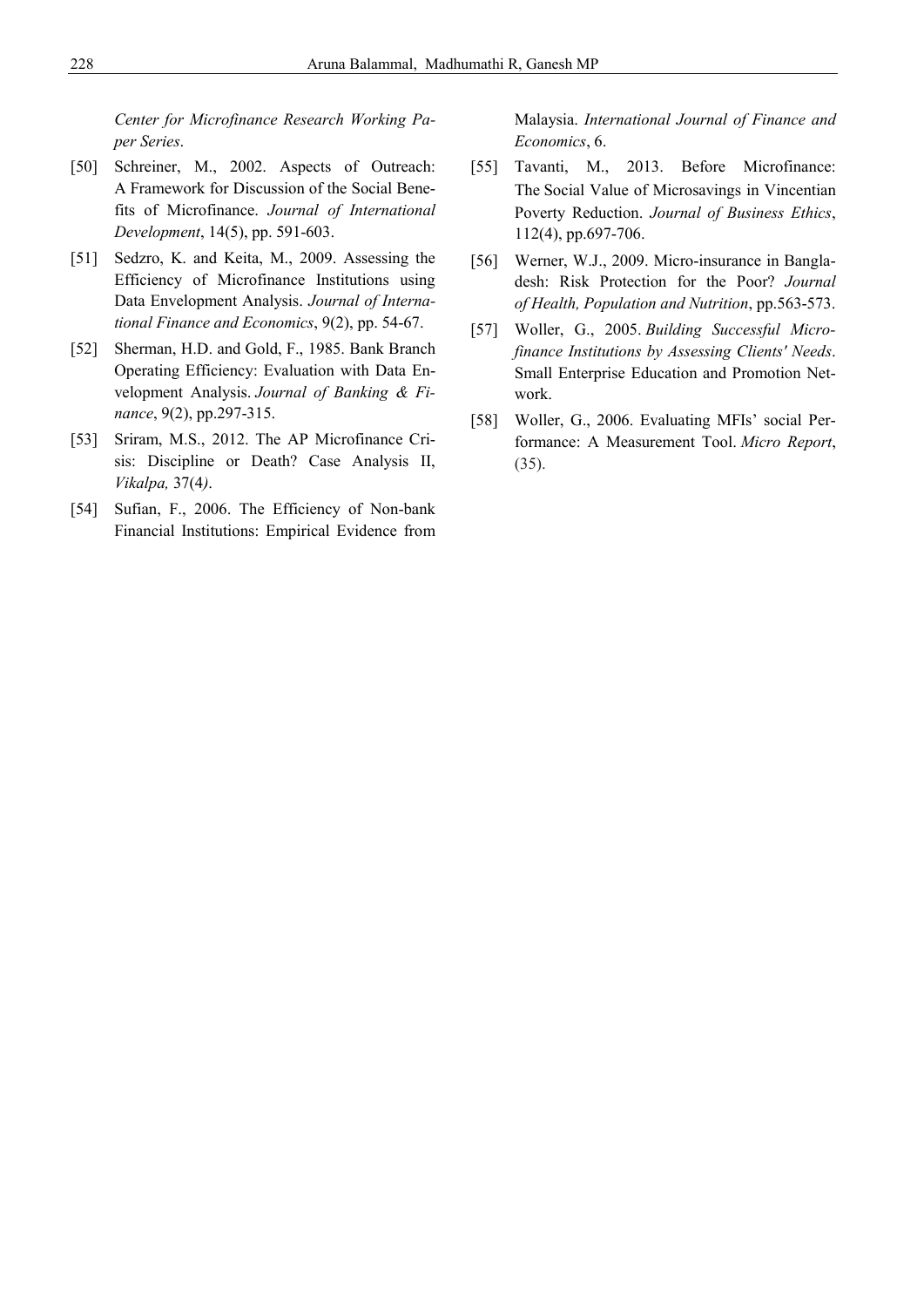*Center for Microfinance Research Working Paper Series*.

[50] Schreiner, M., 2002. Aspects of Outreach: A Framework for Discussion of the Social Benefits of Microfinance. *Journal of International Development*, 14(5), pp. 591-603.

[51] Sedzro, K. and Keita, M., 2009. Assessing the Efficiency of Microfinance Institutions using Data Envelopment Analysis. *Journal of International Finance and Economics*, 9(2), pp. 54-67.

[52] Sherman, H.D. and Gold, F., 1985. Bank Branch Operating Efficiency: Evaluation with Data Envelopment Analysis. *Journal of Banking & Finance*, 9(2), pp.297-315.

[53] Sriram, M.S., 2012. The AP Microfinance Crisis: Discipline or Death? Case Analysis II, *Vikalpa,* 37(4).

[54] Sufian, F., 2006. The Efficiency of Non-bank Financial Institutions: Empirical Evidence from Malaysia. *International Journal of Finance and Economics*, 6.

[55] Tavanti, M., 2013. Before Microfinance: The Social Value of Microsavings in Vincentian Poverty Reduction. *Journal of Business Ethics*, 112(4), pp.697-706.

[56] Werner, W.J., 2009. Micro-insurance in Bangladesh: Risk Protection for the Poor? *Journal of Health, Population and Nutrition*, pp.563-573.

[57] Woller, G., 2005. *Building Successful Microfinance Institutions by Assessing Clients' Needs*. Small Enterprise Education and Promotion Network.

[58] Woller, G., 2006. Evaluating MFIs' social Performance: A Measurement Tool. *Micro Report*, (35).